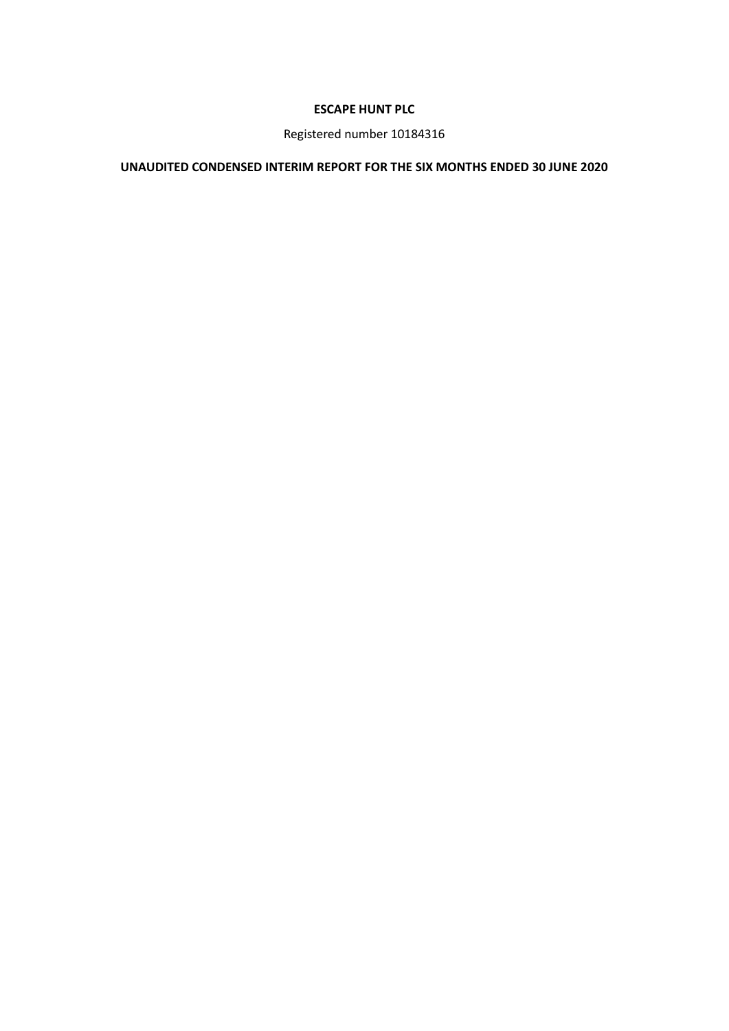**ESCAPE HUNT PLC**

Registered number 10184316

**UNAUDITED CONDENSED INTERIM REPORT FOR THE SIX MONTHS ENDED 30 JUNE 2020**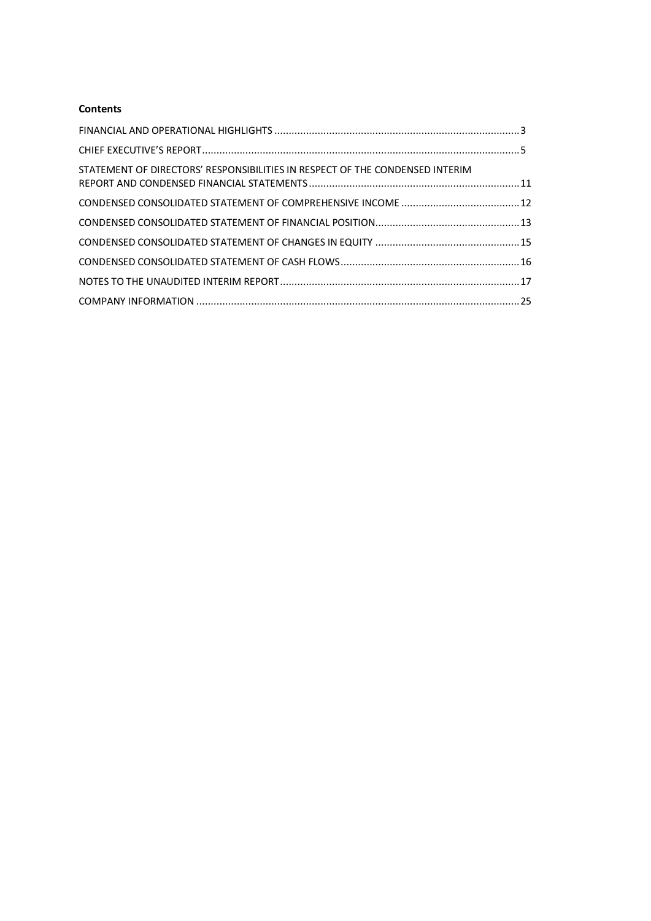**Contents**

| | |
|---|---|
| FINANCIAL AND OPERATIONAL HIGHLIGHTS | 3 |
| CHIEF EXECUTIVE'S REPORT | 5 |
| STATEMENT OF DIRECTORS' RESPONSIBILITIES IN RESPECT OF THE CONDENSED INTERIM REPORT AND CONDENSED FINANCIAL STATEMENTS | 11 |
| CONDENSED CONSOLIDATED STATEMENT OF COMPREHENSIVE INCOME | 12 |
| CONDENSED CONSOLIDATED STATEMENT OF FINANCIAL POSITION | 13 |
| CONDENSED CONSOLIDATED STATEMENT OF CHANGES IN EQUITY | 15 |
| CONDENSED CONSOLIDATED STATEMENT OF CASH FLOWS | 16 |
| NOTES TO THE UNAUDITED INTERIM REPORT | 17 |
| COMPANY INFORMATION | 25 |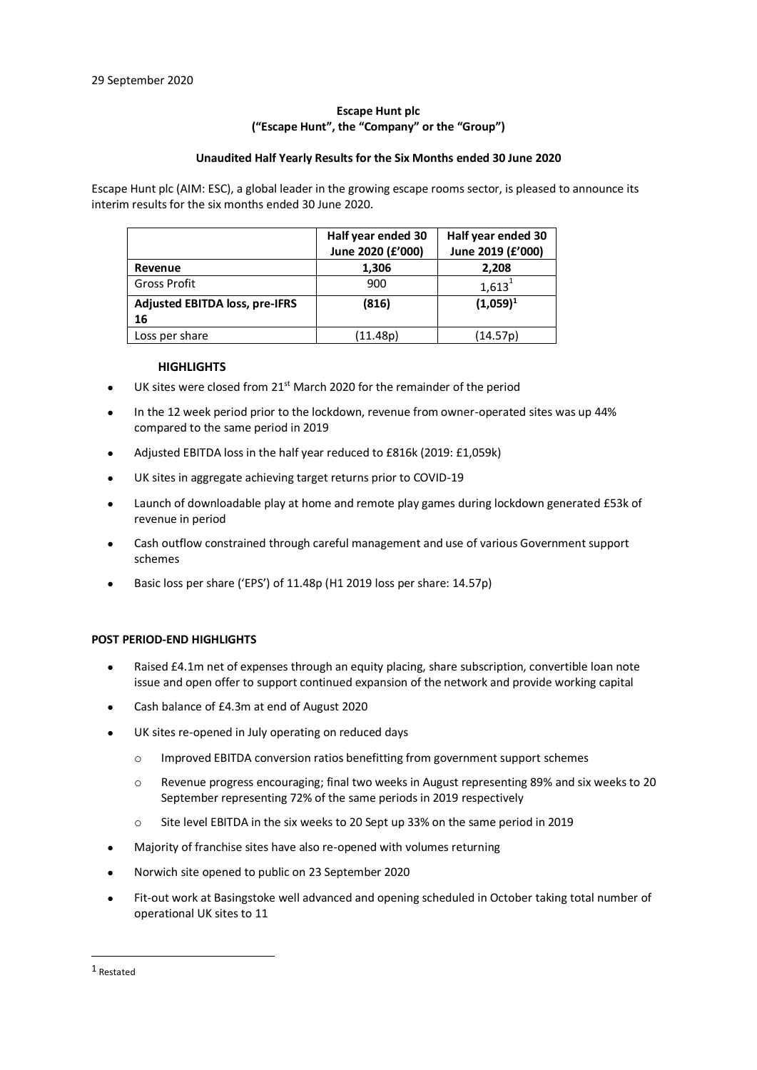29 September 2020

**Escape Hunt plc**
**("Escape Hunt", the "Company" or the "Group")**

**Unaudited Half Yearly Results for the Six Months ended 30 June 2020**

Escape Hunt plc (AIM: ESC), a global leader in the growing escape rooms sector, is pleased to announce its interim results for the six months ended 30 June 2020.

| | Half year ended 30 June 2020 (£'000) | Half year ended 30 June 2019 (£'000) |
|---|---|---|
| **Revenue** | **1,306** | **2,208** |
| Gross Profit | 900 | 1,613[1] |
| **Adjusted EBITDA loss, pre-IFRS 16** | **(816)** | **(1,059)[1]** |
| Loss per share | (11.48p) | (14.57p) |

**HIGHLIGHTS**

- UK sites were closed from 21st March 2020 for the remainder of the period
- In the 12 week period prior to the lockdown, revenue from owner-operated sites was up 44% compared to the same period in 2019
- Adjusted EBITDA loss in the half year reduced to £816k (2019: £1,059k)
- UK sites in aggregate achieving target returns prior to COVID-19
- Launch of downloadable play at home and remote play games during lockdown generated £53k of revenue in period
- Cash outflow constrained through careful management and use of various Government support schemes
- Basic loss per share ('EPS') of 11.48p (H1 2019 loss per share: 14.57p)

**POST PERIOD-END HIGHLIGHTS**

- Raised £4.1m net of expenses through an equity placing, share subscription, convertible loan note issue and open offer to support continued expansion of the network and provide working capital
- Cash balance of £4.3m at end of August 2020
- UK sites re-opened in July operating on reduced days
  - Improved EBITDA conversion ratios benefitting from government support schemes
  - Revenue progress encouraging; final two weeks in August representing 89% and six weeks to 20 September representing 72% of the same periods in 2019 respectively
  - Site level EBITDA in the six weeks to 20 Sept up 33% on the same period in 2019
- Majority of franchise sites have also re-opened with volumes returning
- Norwich site opened to public on 23 September 2020
- Fit-out work at Basingstoke well advanced and opening scheduled in October taking total number of operational UK sites to 11

[1] Restated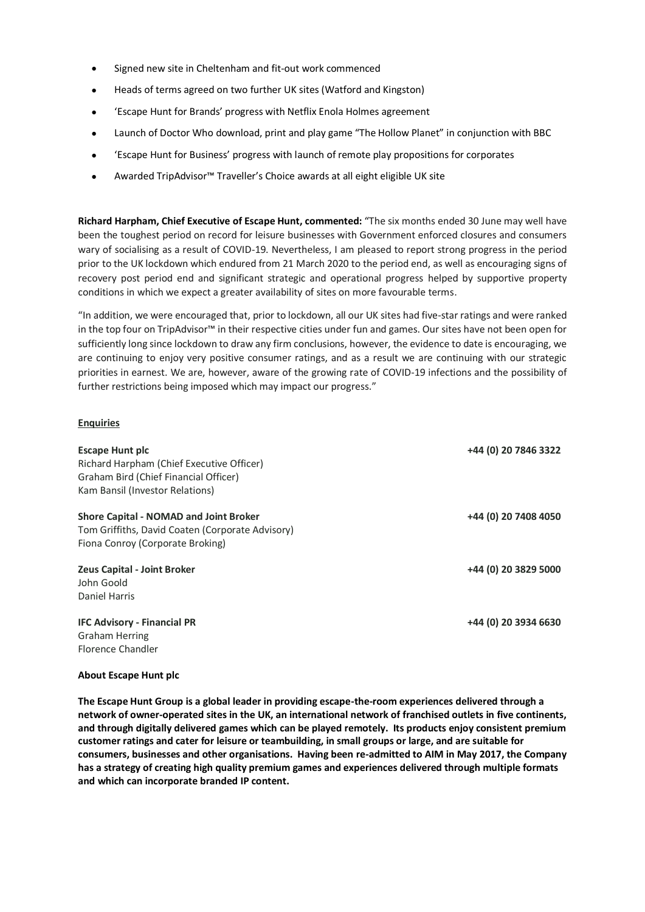- Signed new site in Cheltenham and fit-out work commenced
- Heads of terms agreed on two further UK sites (Watford and Kingston)
- 'Escape Hunt for Brands' progress with Netflix Enola Holmes agreement
- Launch of Doctor Who download, print and play game "The Hollow Planet" in conjunction with BBC
- 'Escape Hunt for Business' progress with launch of remote play propositions for corporates
- Awarded TripAdvisor™ Traveller's Choice awards at all eight eligible UK site

**Richard Harpham, Chief Executive of Escape Hunt, commented:** "The six months ended 30 June may well have been the toughest period on record for leisure businesses with Government enforced closures and consumers wary of socialising as a result of COVID-19. Nevertheless, I am pleased to report strong progress in the period prior to the UK lockdown which endured from 21 March 2020 to the period end, as well as encouraging signs of recovery post period end and significant strategic and operational progress helped by supportive property conditions in which we expect a greater availability of sites on more favourable terms.

"In addition, we were encouraged that, prior to lockdown, all our UK sites had five-star ratings and were ranked in the top four on TripAdvisor™ in their respective cities under fun and games. Our sites have not been open for sufficiently long since lockdown to draw any firm conclusions, however, the evidence to date is encouraging, we are continuing to enjoy very positive consumer ratings, and as a result we are continuing with our strategic priorities in earnest. We are, however, aware of the growing rate of COVID-19 infections and the possibility of further restrictions being imposed which may impact our progress."

**Enquiries**

| | |
|---|---|
| **Escape Hunt plc**<br>Richard Harpham (Chief Executive Officer)<br>Graham Bird (Chief Financial Officer)<br>Kam Bansil (Investor Relations) | **+44 (0) 20 7846 3322** |
| **Shore Capital - NOMAD and Joint Broker**<br>Tom Griffiths, David Coaten (Corporate Advisory)<br>Fiona Conroy (Corporate Broking) | **+44 (0) 20 7408 4050** |
| **Zeus Capital - Joint Broker**<br>John Goold<br>Daniel Harris | **+44 (0) 20 3829 5000** |
| **IFC Advisory - Financial PR**<br>Graham Herring<br>Florence Chandler | **+44 (0) 20 3934 6630** |

**About Escape Hunt plc**

**The Escape Hunt Group is a global leader in providing escape-the-room experiences delivered through a network of owner-operated sites in the UK, an international network of franchised outlets in five continents, and through digitally delivered games which can be played remotely. Its products enjoy consistent premium customer ratings and cater for leisure or teambuilding, in small groups or large, and are suitable for consumers, businesses and other organisations. Having been re-admitted to AIM in May 2017, the Company has a strategy of creating high quality premium games and experiences delivered through multiple formats and which can incorporate branded IP content.**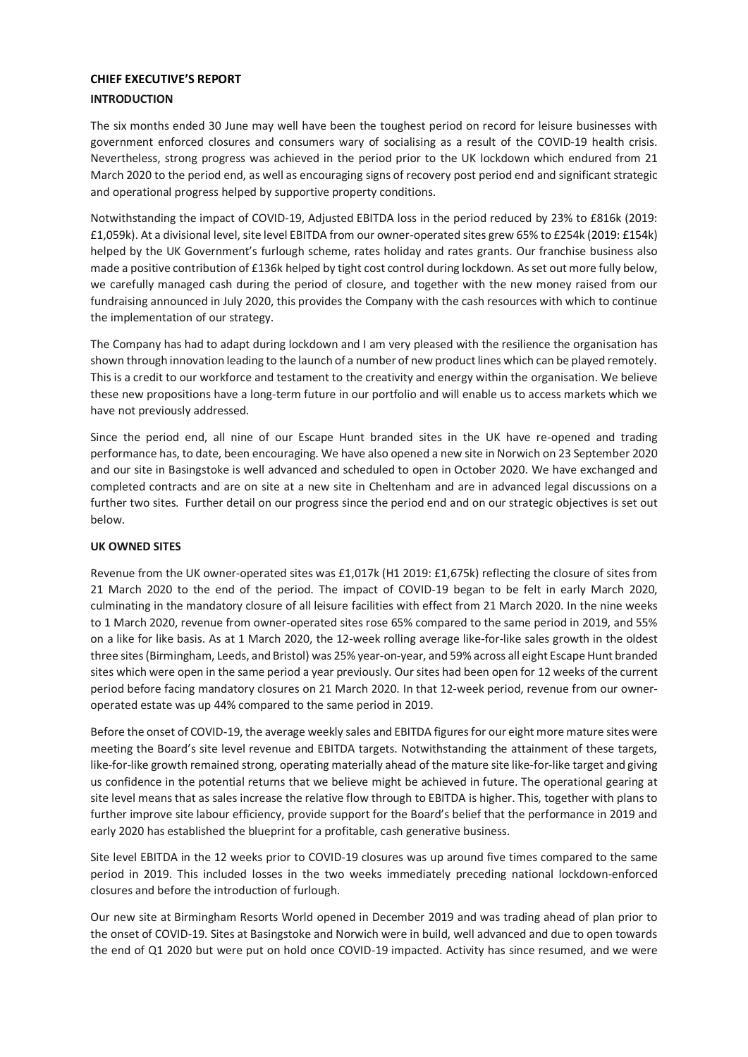## CHIEF EXECUTIVE'S REPORT

### INTRODUCTION

The six months ended 30 June may well have been the toughest period on record for leisure businesses with government enforced closures and consumers wary of socialising as a result of the COVID-19 health crisis. Nevertheless, strong progress was achieved in the period prior to the UK lockdown which endured from 21 March 2020 to the period end, as well as encouraging signs of recovery post period end and significant strategic and operational progress helped by supportive property conditions.

Notwithstanding the impact of COVID-19, Adjusted EBITDA loss in the period reduced by 23% to £816k (2019: £1,059k). At a divisional level, site level EBITDA from our owner-operated sites grew 65% to £254k (2019: £154k) helped by the UK Government's furlough scheme, rates holiday and rates grants. Our franchise business also made a positive contribution of £136k helped by tight cost control during lockdown. As set out more fully below, we carefully managed cash during the period of closure, and together with the new money raised from our fundraising announced in July 2020, this provides the Company with the cash resources with which to continue the implementation of our strategy.

The Company has had to adapt during lockdown and I am very pleased with the resilience the organisation has shown through innovation leading to the launch of a number of new product lines which can be played remotely. This is a credit to our workforce and testament to the creativity and energy within the organisation. We believe these new propositions have a long-term future in our portfolio and will enable us to access markets which we have not previously addressed.

Since the period end, all nine of our Escape Hunt branded sites in the UK have re-opened and trading performance has, to date, been encouraging. We have also opened a new site in Norwich on 23 September 2020 and our site in Basingstoke is well advanced and scheduled to open in October 2020. We have exchanged and completed contracts and are on site at a new site in Cheltenham and are in advanced legal discussions on a further two sites. Further detail on our progress since the period end and on our strategic objectives is set out below.

### UK OWNED SITES

Revenue from the UK owner-operated sites was £1,017k (H1 2019: £1,675k) reflecting the closure of sites from 21 March 2020 to the end of the period. The impact of COVID-19 began to be felt in early March 2020, culminating in the mandatory closure of all leisure facilities with effect from 21 March 2020. In the nine weeks to 1 March 2020, revenue from owner-operated sites rose 65% compared to the same period in 2019, and 55% on a like for like basis. As at 1 March 2020, the 12-week rolling average like-for-like sales growth in the oldest three sites (Birmingham, Leeds, and Bristol) was 25% year-on-year, and 59% across all eight Escape Hunt branded sites which were open in the same period a year previously. Our sites had been open for 12 weeks of the current period before facing mandatory closures on 21 March 2020. In that 12-week period, revenue from our owner-operated estate was up 44% compared to the same period in 2019.

Before the onset of COVID-19, the average weekly sales and EBITDA figures for our eight more mature sites were meeting the Board's site level revenue and EBITDA targets. Notwithstanding the attainment of these targets, like-for-like growth remained strong, operating materially ahead of the mature site like-for-like target and giving us confidence in the potential returns that we believe might be achieved in future. The operational gearing at site level means that as sales increase the relative flow through to EBITDA is higher. This, together with plans to further improve site labour efficiency, provide support for the Board's belief that the performance in 2019 and early 2020 has established the blueprint for a profitable, cash generative business.

Site level EBITDA in the 12 weeks prior to COVID-19 closures was up around five times compared to the same period in 2019. This included losses in the two weeks immediately preceding national lockdown-enforced closures and before the introduction of furlough.

Our new site at Birmingham Resorts World opened in December 2019 and was trading ahead of plan prior to the onset of COVID-19. Sites at Basingstoke and Norwich were in build, well advanced and due to open towards the end of Q1 2020 but were put on hold once COVID-19 impacted. Activity has since resumed, and we were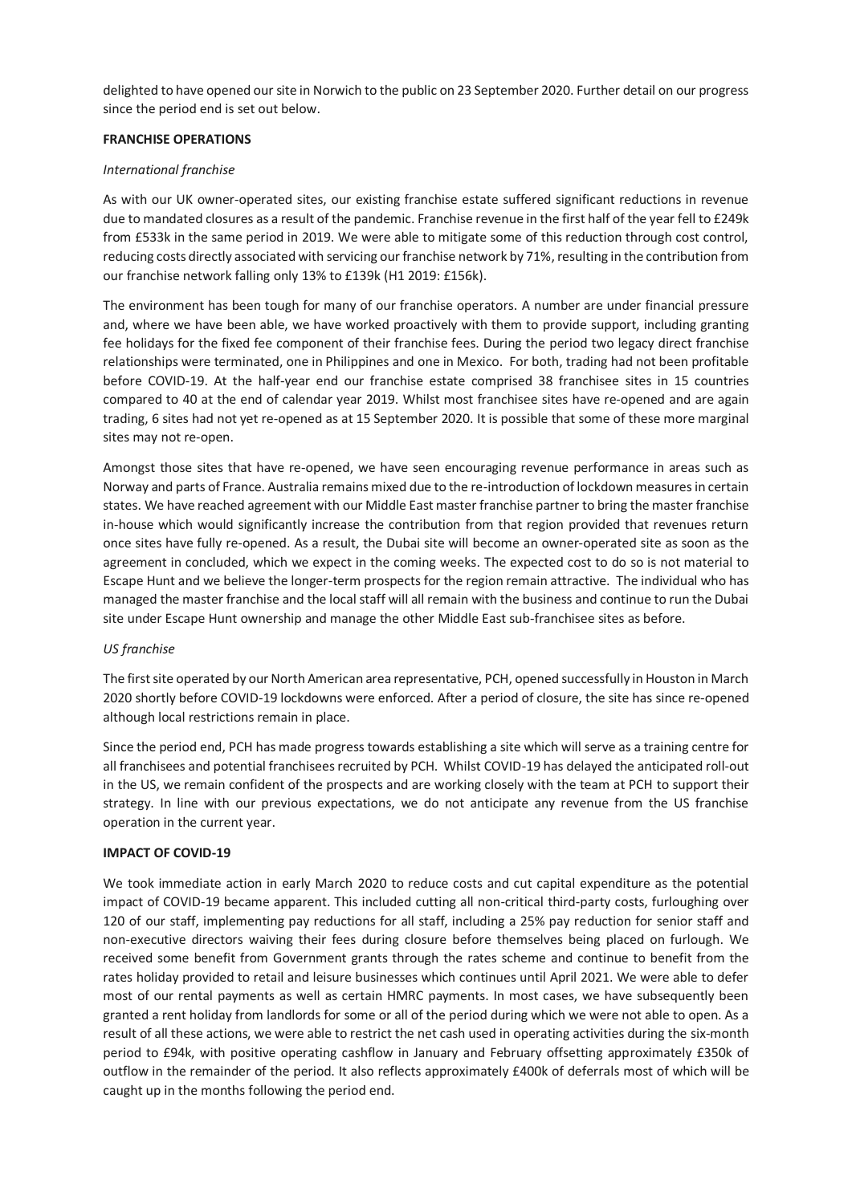delighted to have opened our site in Norwich to the public on 23 September 2020. Further detail on our progress since the period end is set out below.

**FRANCHISE OPERATIONS**

*International franchise*

As with our UK owner-operated sites, our existing franchise estate suffered significant reductions in revenue due to mandated closures as a result of the pandemic. Franchise revenue in the first half of the year fell to £249k from £533k in the same period in 2019. We were able to mitigate some of this reduction through cost control, reducing costs directly associated with servicing our franchise network by 71%, resulting in the contribution from our franchise network falling only 13% to £139k (H1 2019: £156k).

The environment has been tough for many of our franchise operators. A number are under financial pressure and, where we have been able, we have worked proactively with them to provide support, including granting fee holidays for the fixed fee component of their franchise fees. During the period two legacy direct franchise relationships were terminated, one in Philippines and one in Mexico. For both, trading had not been profitable before COVID-19. At the half-year end our franchise estate comprised 38 franchisee sites in 15 countries compared to 40 at the end of calendar year 2019. Whilst most franchisee sites have re-opened and are again trading, 6 sites had not yet re-opened as at 15 September 2020. It is possible that some of these more marginal sites may not re-open.

Amongst those sites that have re-opened, we have seen encouraging revenue performance in areas such as Norway and parts of France. Australia remains mixed due to the re-introduction of lockdown measures in certain states. We have reached agreement with our Middle East master franchise partner to bring the master franchise in-house which would significantly increase the contribution from that region provided that revenues return once sites have fully re-opened. As a result, the Dubai site will become an owner-operated site as soon as the agreement in concluded, which we expect in the coming weeks. The expected cost to do so is not material to Escape Hunt and we believe the longer-term prospects for the region remain attractive. The individual who has managed the master franchise and the local staff will all remain with the business and continue to run the Dubai site under Escape Hunt ownership and manage the other Middle East sub-franchisee sites as before.

*US franchise*

The first site operated by our North American area representative, PCH, opened successfully in Houston in March 2020 shortly before COVID-19 lockdowns were enforced. After a period of closure, the site has since re-opened although local restrictions remain in place.

Since the period end, PCH has made progress towards establishing a site which will serve as a training centre for all franchisees and potential franchisees recruited by PCH. Whilst COVID-19 has delayed the anticipated roll-out in the US, we remain confident of the prospects and are working closely with the team at PCH to support their strategy. In line with our previous expectations, we do not anticipate any revenue from the US franchise operation in the current year.

**IMPACT OF COVID-19**

We took immediate action in early March 2020 to reduce costs and cut capital expenditure as the potential impact of COVID-19 became apparent. This included cutting all non-critical third-party costs, furloughing over 120 of our staff, implementing pay reductions for all staff, including a 25% pay reduction for senior staff and non-executive directors waiving their fees during closure before themselves being placed on furlough. We received some benefit from Government grants through the rates scheme and continue to benefit from the rates holiday provided to retail and leisure businesses which continues until April 2021. We were able to defer most of our rental payments as well as certain HMRC payments. In most cases, we have subsequently been granted a rent holiday from landlords for some or all of the period during which we were not able to open. As a result of all these actions, we were able to restrict the net cash used in operating activities during the six-month period to £94k, with positive operating cashflow in January and February offsetting approximately £350k of outflow in the remainder of the period. It also reflects approximately £400k of deferrals most of which will be caught up in the months following the period end.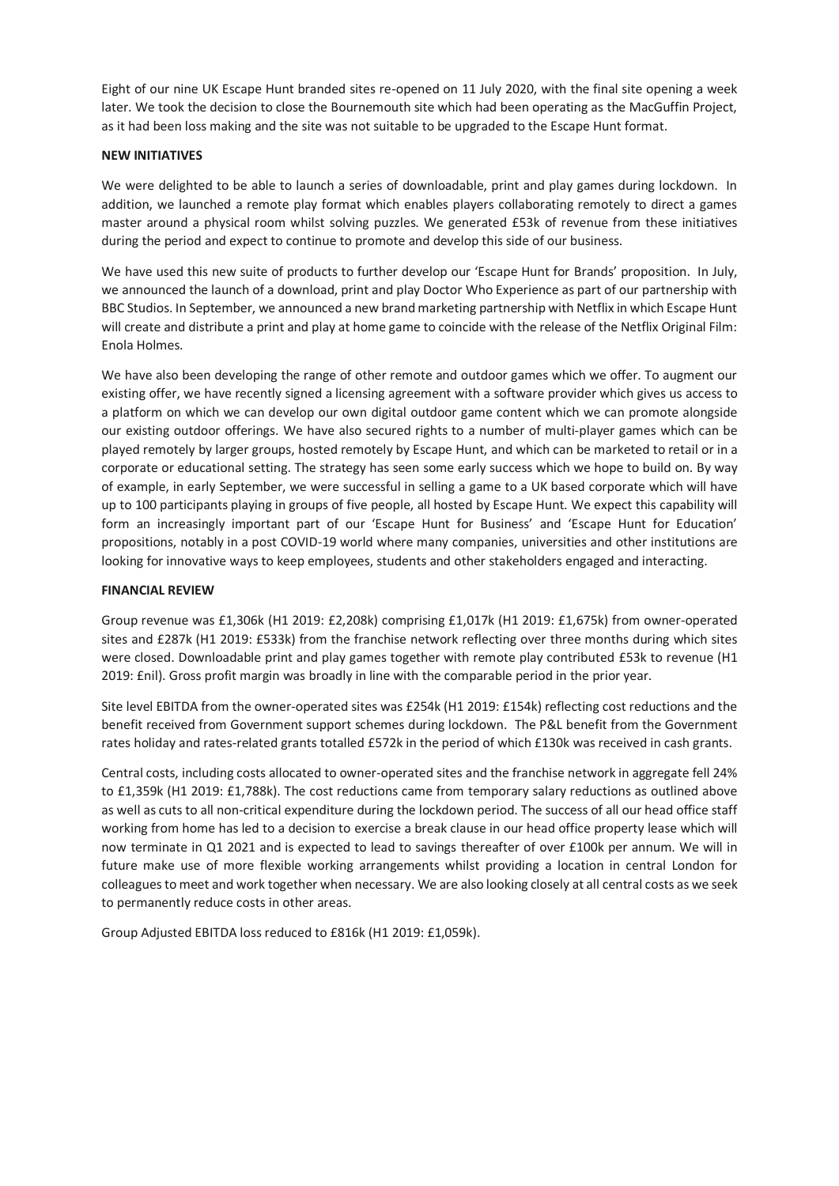Eight of our nine UK Escape Hunt branded sites re-opened on 11 July 2020, with the final site opening a week later. We took the decision to close the Bournemouth site which had been operating as the MacGuffin Project, as it had been loss making and the site was not suitable to be upgraded to the Escape Hunt format.

**NEW INITIATIVES**

We were delighted to be able to launch a series of downloadable, print and play games during lockdown. In addition, we launched a remote play format which enables players collaborating remotely to direct a games master around a physical room whilst solving puzzles. We generated £53k of revenue from these initiatives during the period and expect to continue to promote and develop this side of our business.

We have used this new suite of products to further develop our 'Escape Hunt for Brands' proposition. In July, we announced the launch of a download, print and play Doctor Who Experience as part of our partnership with BBC Studios. In September, we announced a new brand marketing partnership with Netflix in which Escape Hunt will create and distribute a print and play at home game to coincide with the release of the Netflix Original Film: Enola Holmes.

We have also been developing the range of other remote and outdoor games which we offer. To augment our existing offer, we have recently signed a licensing agreement with a software provider which gives us access to a platform on which we can develop our own digital outdoor game content which we can promote alongside our existing outdoor offerings. We have also secured rights to a number of multi-player games which can be played remotely by larger groups, hosted remotely by Escape Hunt, and which can be marketed to retail or in a corporate or educational setting. The strategy has seen some early success which we hope to build on. By way of example, in early September, we were successful in selling a game to a UK based corporate which will have up to 100 participants playing in groups of five people, all hosted by Escape Hunt. We expect this capability will form an increasingly important part of our 'Escape Hunt for Business' and 'Escape Hunt for Education' propositions, notably in a post COVID-19 world where many companies, universities and other institutions are looking for innovative ways to keep employees, students and other stakeholders engaged and interacting.

**FINANCIAL REVIEW**

Group revenue was £1,306k (H1 2019: £2,208k) comprising £1,017k (H1 2019: £1,675k) from owner-operated sites and £287k (H1 2019: £533k) from the franchise network reflecting over three months during which sites were closed. Downloadable print and play games together with remote play contributed £53k to revenue (H1 2019: £nil). Gross profit margin was broadly in line with the comparable period in the prior year.

Site level EBITDA from the owner-operated sites was £254k (H1 2019: £154k) reflecting cost reductions and the benefit received from Government support schemes during lockdown. The P&L benefit from the Government rates holiday and rates-related grants totalled £572k in the period of which £130k was received in cash grants.

Central costs, including costs allocated to owner-operated sites and the franchise network in aggregate fell 24% to £1,359k (H1 2019: £1,788k). The cost reductions came from temporary salary reductions as outlined above as well as cuts to all non-critical expenditure during the lockdown period. The success of all our head office staff working from home has led to a decision to exercise a break clause in our head office property lease which will now terminate in Q1 2021 and is expected to lead to savings thereafter of over £100k per annum. We will in future make use of more flexible working arrangements whilst providing a location in central London for colleagues to meet and work together when necessary. We are also looking closely at all central costs as we seek to permanently reduce costs in other areas.

Group Adjusted EBITDA loss reduced to £816k (H1 2019: £1,059k).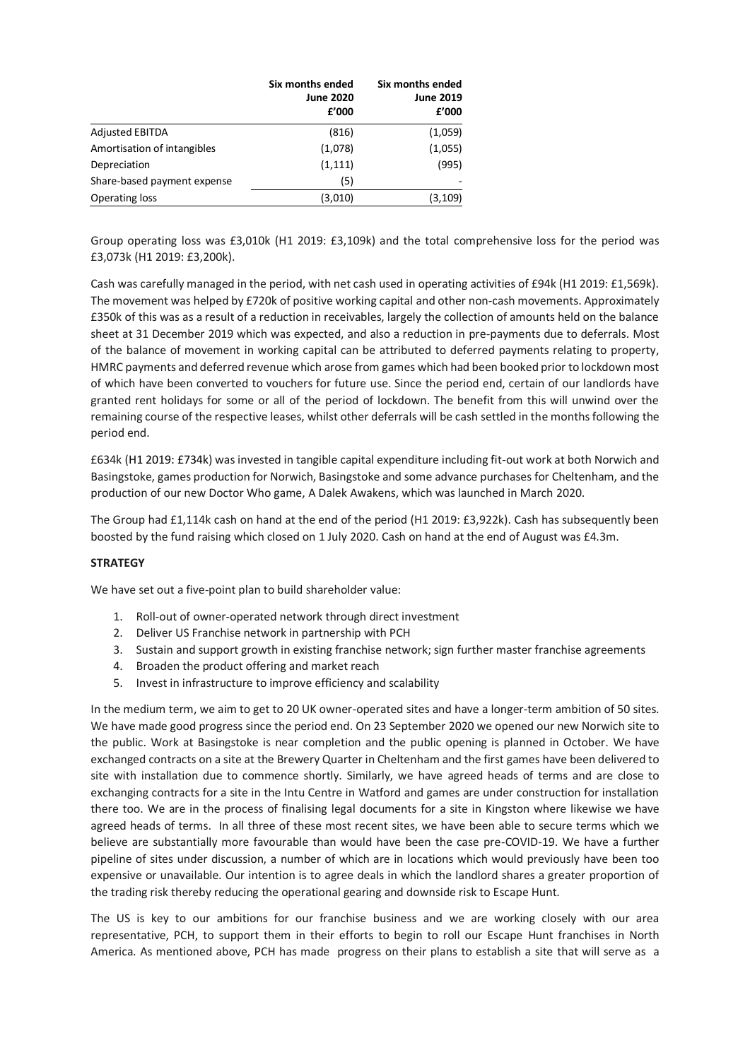| | Six months ended June 2020 £'000 | Six months ended June 2019 £'000 |
|---|---|---|
| Adjusted EBITDA | (816) | (1,059) |
| Amortisation of intangibles | (1,078) | (1,055) |
| Depreciation | (1,111) | (995) |
| Share-based payment expense | (5) | - |
| Operating loss | (3,010) | (3,109) |

Group operating loss was £3,010k (H1 2019: £3,109k) and the total comprehensive loss for the period was £3,073k (H1 2019: £3,200k).

Cash was carefully managed in the period, with net cash used in operating activities of £94k (H1 2019: £1,569k). The movement was helped by £720k of positive working capital and other non-cash movements. Approximately £350k of this was as a result of a reduction in receivables, largely the collection of amounts held on the balance sheet at 31 December 2019 which was expected, and also a reduction in pre-payments due to deferrals. Most of the balance of movement in working capital can be attributed to deferred payments relating to property, HMRC payments and deferred revenue which arose from games which had been booked prior to lockdown most of which have been converted to vouchers for future use. Since the period end, certain of our landlords have granted rent holidays for some or all of the period of lockdown. The benefit from this will unwind over the remaining course of the respective leases, whilst other deferrals will be cash settled in the months following the period end.

£634k (H1 2019: £734k) was invested in tangible capital expenditure including fit-out work at both Norwich and Basingstoke, games production for Norwich, Basingstoke and some advance purchases for Cheltenham, and the production of our new Doctor Who game, A Dalek Awakens, which was launched in March 2020.

The Group had £1,114k cash on hand at the end of the period (H1 2019: £3,922k). Cash has subsequently been boosted by the fund raising which closed on 1 July 2020. Cash on hand at the end of August was £4.3m.

**STRATEGY**

We have set out a five-point plan to build shareholder value:

1. Roll-out of owner-operated network through direct investment
2. Deliver US Franchise network in partnership with PCH
3. Sustain and support growth in existing franchise network; sign further master franchise agreements
4. Broaden the product offering and market reach
5. Invest in infrastructure to improve efficiency and scalability

In the medium term, we aim to get to 20 UK owner-operated sites and have a longer-term ambition of 50 sites. We have made good progress since the period end. On 23 September 2020 we opened our new Norwich site to the public. Work at Basingstoke is near completion and the public opening is planned in October. We have exchanged contracts on a site at the Brewery Quarter in Cheltenham and the first games have been delivered to site with installation due to commence shortly. Similarly, we have agreed heads of terms and are close to exchanging contracts for a site in the Intu Centre in Watford and games are under construction for installation there too. We are in the process of finalising legal documents for a site in Kingston where likewise we have agreed heads of terms. In all three of these most recent sites, we have been able to secure terms which we believe are substantially more favourable than would have been the case pre-COVID-19. We have a further pipeline of sites under discussion, a number of which are in locations which would previously have been too expensive or unavailable. Our intention is to agree deals in which the landlord shares a greater proportion of the trading risk thereby reducing the operational gearing and downside risk to Escape Hunt.

The US is key to our ambitions for our franchise business and we are working closely with our area representative, PCH, to support them in their efforts to begin to roll our Escape Hunt franchises in North America. As mentioned above, PCH has made progress on their plans to establish a site that will serve as a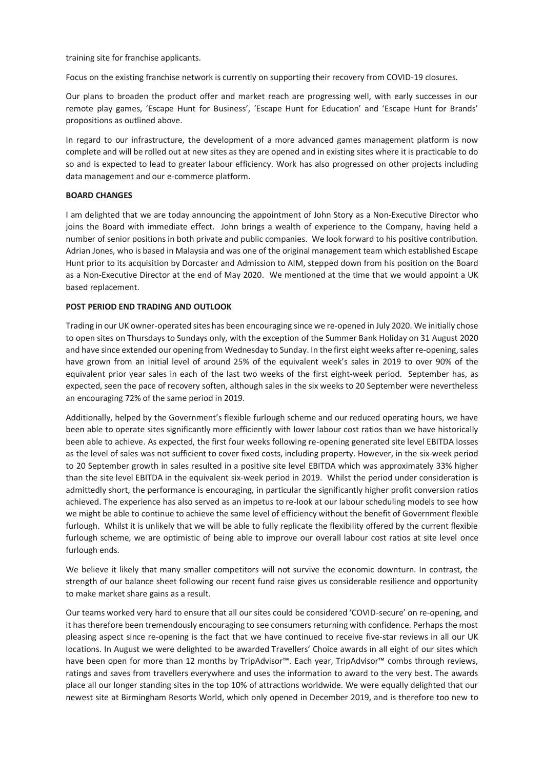training site for franchise applicants.

Focus on the existing franchise network is currently on supporting their recovery from COVID-19 closures.

Our plans to broaden the product offer and market reach are progressing well, with early successes in our remote play games, 'Escape Hunt for Business', 'Escape Hunt for Education' and 'Escape Hunt for Brands' propositions as outlined above.

In regard to our infrastructure, the development of a more advanced games management platform is now complete and will be rolled out at new sites as they are opened and in existing sites where it is practicable to do so and is expected to lead to greater labour efficiency. Work has also progressed on other projects including data management and our e-commerce platform.

**BOARD CHANGES**

I am delighted that we are today announcing the appointment of John Story as a Non-Executive Director who joins the Board with immediate effect. John brings a wealth of experience to the Company, having held a number of senior positions in both private and public companies. We look forward to his positive contribution. Adrian Jones, who is based in Malaysia and was one of the original management team which established Escape Hunt prior to its acquisition by Dorcaster and Admission to AIM, stepped down from his position on the Board as a Non-Executive Director at the end of May 2020. We mentioned at the time that we would appoint a UK based replacement.

**POST PERIOD END TRADING AND OUTLOOK**

Trading in our UK owner-operated sites has been encouraging since we re-opened in July 2020. We initially chose to open sites on Thursdays to Sundays only, with the exception of the Summer Bank Holiday on 31 August 2020 and have since extended our opening from Wednesday to Sunday. In the first eight weeks after re-opening, sales have grown from an initial level of around 25% of the equivalent week's sales in 2019 to over 90% of the equivalent prior year sales in each of the last two weeks of the first eight-week period. September has, as expected, seen the pace of recovery soften, although sales in the six weeks to 20 September were nevertheless an encouraging 72% of the same period in 2019.

Additionally, helped by the Government's flexible furlough scheme and our reduced operating hours, we have been able to operate sites significantly more efficiently with lower labour cost ratios than we have historically been able to achieve. As expected, the first four weeks following re-opening generated site level EBITDA losses as the level of sales was not sufficient to cover fixed costs, including property. However, in the six-week period to 20 September growth in sales resulted in a positive site level EBITDA which was approximately 33% higher than the site level EBITDA in the equivalent six-week period in 2019. Whilst the period under consideration is admittedly short, the performance is encouraging, in particular the significantly higher profit conversion ratios achieved. The experience has also served as an impetus to re-look at our labour scheduling models to see how we might be able to continue to achieve the same level of efficiency without the benefit of Government flexible furlough. Whilst it is unlikely that we will be able to fully replicate the flexibility offered by the current flexible furlough scheme, we are optimistic of being able to improve our overall labour cost ratios at site level once furlough ends.

We believe it likely that many smaller competitors will not survive the economic downturn. In contrast, the strength of our balance sheet following our recent fund raise gives us considerable resilience and opportunity to make market share gains as a result.

Our teams worked very hard to ensure that all our sites could be considered 'COVID-secure' on re-opening, and it has therefore been tremendously encouraging to see consumers returning with confidence. Perhaps the most pleasing aspect since re-opening is the fact that we have continued to receive five-star reviews in all our UK locations. In August we were delighted to be awarded Travellers' Choice awards in all eight of our sites which have been open for more than 12 months by TripAdvisor™. Each year, TripAdvisor™ combs through reviews, ratings and saves from travellers everywhere and uses the information to award to the very best. The awards place all our longer standing sites in the top 10% of attractions worldwide. We were equally delighted that our newest site at Birmingham Resorts World, which only opened in December 2019, and is therefore too new to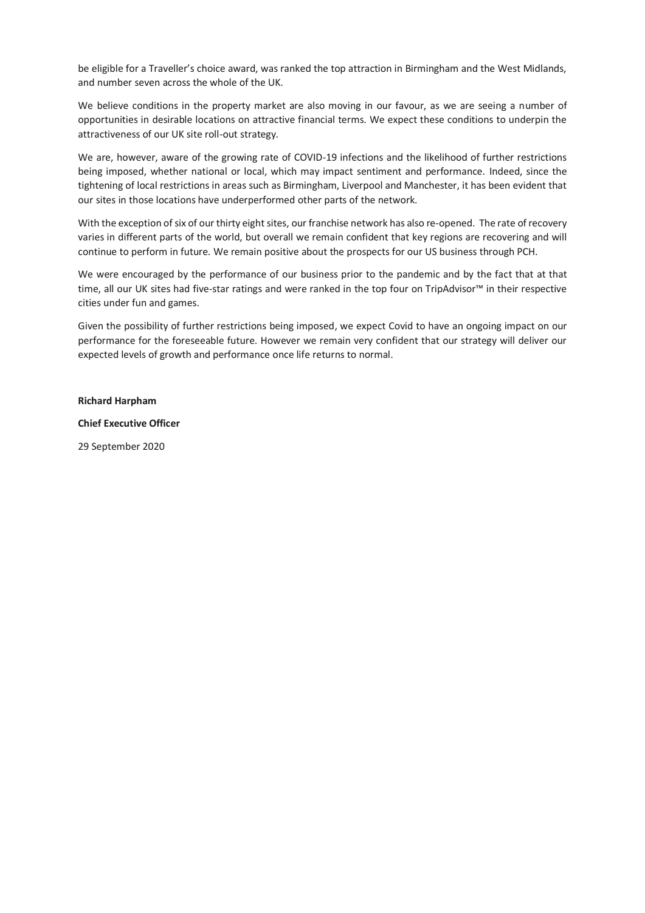be eligible for a Traveller's choice award, was ranked the top attraction in Birmingham and the West Midlands, and number seven across the whole of the UK.

We believe conditions in the property market are also moving in our favour, as we are seeing a number of opportunities in desirable locations on attractive financial terms. We expect these conditions to underpin the attractiveness of our UK site roll-out strategy.

We are, however, aware of the growing rate of COVID-19 infections and the likelihood of further restrictions being imposed, whether national or local, which may impact sentiment and performance. Indeed, since the tightening of local restrictions in areas such as Birmingham, Liverpool and Manchester, it has been evident that our sites in those locations have underperformed other parts of the network.

With the exception of six of our thirty eight sites, our franchise network has also re-opened. The rate of recovery varies in different parts of the world, but overall we remain confident that key regions are recovering and will continue to perform in future. We remain positive about the prospects for our US business through PCH.

We were encouraged by the performance of our business prior to the pandemic and by the fact that at that time, all our UK sites had five-star ratings and were ranked in the top four on TripAdvisor™ in their respective cities under fun and games.

Given the possibility of further restrictions being imposed, we expect Covid to have an ongoing impact on our performance for the foreseeable future. However we remain very confident that our strategy will deliver our expected levels of growth and performance once life returns to normal.

**Richard Harpham**

**Chief Executive Officer**

29 September 2020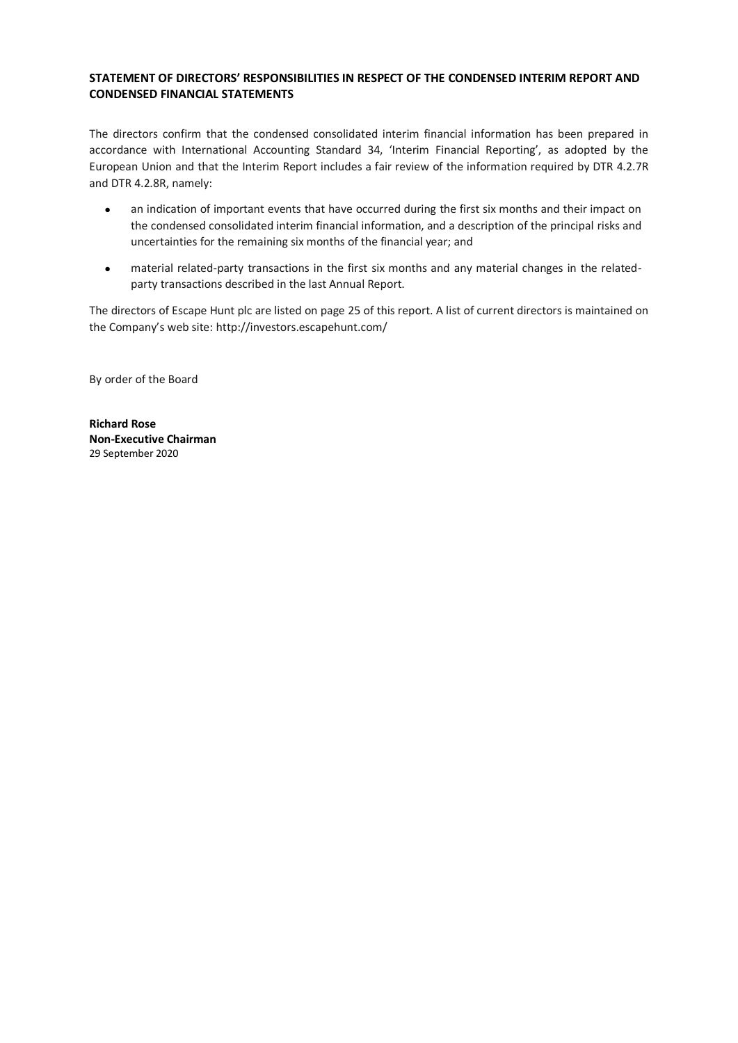## STATEMENT OF DIRECTORS' RESPONSIBILITIES IN RESPECT OF THE CONDENSED INTERIM REPORT AND CONDENSED FINANCIAL STATEMENTS

The directors confirm that the condensed consolidated interim financial information has been prepared in accordance with International Accounting Standard 34, 'Interim Financial Reporting', as adopted by the European Union and that the Interim Report includes a fair review of the information required by DTR 4.2.7R and DTR 4.2.8R, namely:

- an indication of important events that have occurred during the first six months and their impact on the condensed consolidated interim financial information, and a description of the principal risks and uncertainties for the remaining six months of the financial year; and
- material related-party transactions in the first six months and any material changes in the related-party transactions described in the last Annual Report.

The directors of Escape Hunt plc are listed on page 25 of this report. A list of current directors is maintained on the Company's web site: http://investors.escapehunt.com/

By order of the Board

**Richard Rose**
**Non-Executive Chairman**
29 September 2020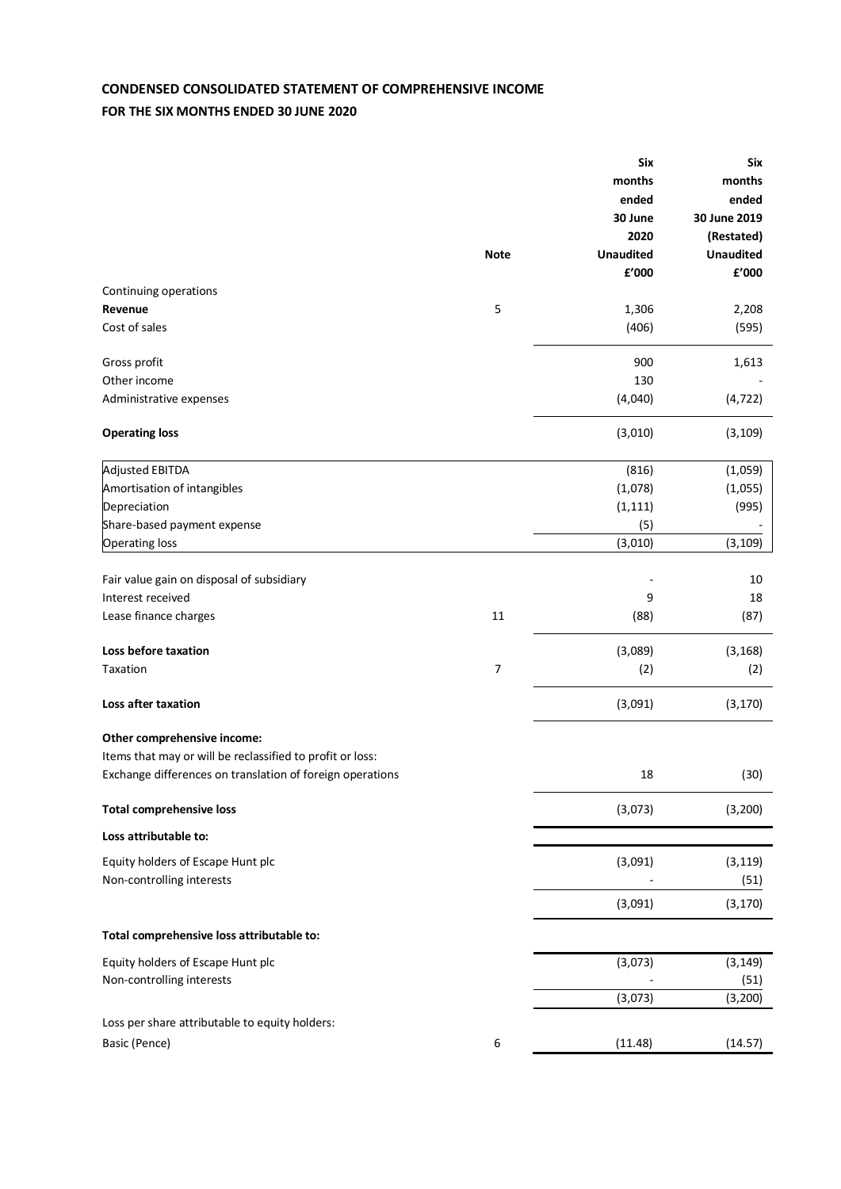## CONDENSED CONSOLIDATED STATEMENT OF COMPREHENSIVE INCOME

### FOR THE SIX MONTHS ENDED 30 JUNE 2020

| | Note | Six months ended 30 June 2020 Unaudited £'000 | Six months ended 30 June 2019 (Restated) Unaudited £'000 |
|---|---|---|---|
| Continuing operations | | | |
| **Revenue** | 5 | 1,306 | 2,208 |
| Cost of sales | | (406) | (595) |
| Gross profit | | 900 | 1,613 |
| Other income | | 130 | - |
| Administrative expenses | | (4,040) | (4,722) |
| **Operating loss** | | (3,010) | (3,109) |
| Adjusted EBITDA | | (816) | (1,059) |
| Amortisation of intangibles | | (1,078) | (1,055) |
| Depreciation | | (1,111) | (995) |
| Share-based payment expense | | (5) | - |
| Operating loss | | (3,010) | (3,109) |
| Fair value gain on disposal of subsidiary | | - | 10 |
| Interest received | | 9 | 18 |
| Lease finance charges | 11 | (88) | (87) |
| **Loss before taxation** | | (3,089) | (3,168) |
| Taxation | 7 | (2) | (2) |
| **Loss after taxation** | | (3,091) | (3,170) |
| **Other comprehensive income:** | | | |
| Items that may or will be reclassified to profit or loss: | | | |
| Exchange differences on translation of foreign operations | | 18 | (30) |
| **Total comprehensive loss** | | (3,073) | (3,200) |
| **Loss attributable to:** | | | |
| Equity holders of Escape Hunt plc | | (3,091) | (3,119) |
| Non-controlling interests | | - | (51) |
| | | (3,091) | (3,170) |
| **Total comprehensive loss attributable to:** | | | |
| Equity holders of Escape Hunt plc | | (3,073) | (3,149) |
| Non-controlling interests | | - | (51) |
| | | (3,073) | (3,200) |
| Loss per share attributable to equity holders: | | | |
| Basic (Pence) | 6 | (11.48) | (14.57) |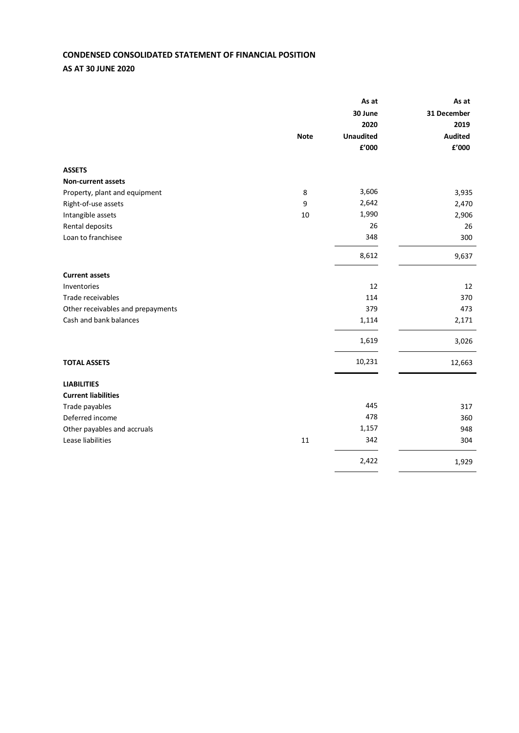**CONDENSED CONSOLIDATED STATEMENT OF FINANCIAL POSITION**

**AS AT 30 JUNE 2020**

| | Note | As at 30 June 2020 Unaudited £'000 | As at 31 December 2019 Audited £'000 |
|---|---|---|---|
| **ASSETS** | | | |
| **Non-current assets** | | | |
| Property, plant and equipment | 8 | 3,606 | 3,935 |
| Right-of-use assets | 9 | 2,642 | 2,470 |
| Intangible assets | 10 | 1,990 | 2,906 |
| Rental deposits | | 26 | 26 |
| Loan to franchisee | | 348 | 300 |
| | | 8,612 | 9,637 |
| **Current assets** | | | |
| Inventories | | 12 | 12 |
| Trade receivables | | 114 | 370 |
| Other receivables and prepayments | | 379 | 473 |
| Cash and bank balances | | 1,114 | 2,171 |
| | | 1,619 | 3,026 |
| **TOTAL ASSETS** | | 10,231 | 12,663 |
| **LIABILITIES** | | | |
| **Current liabilities** | | | |
| Trade payables | | 445 | 317 |
| Deferred income | | 478 | 360 |
| Other payables and accruals | | 1,157 | 948 |
| Lease liabilities | 11 | 342 | 304 |
| | | 2,422 | 1,929 |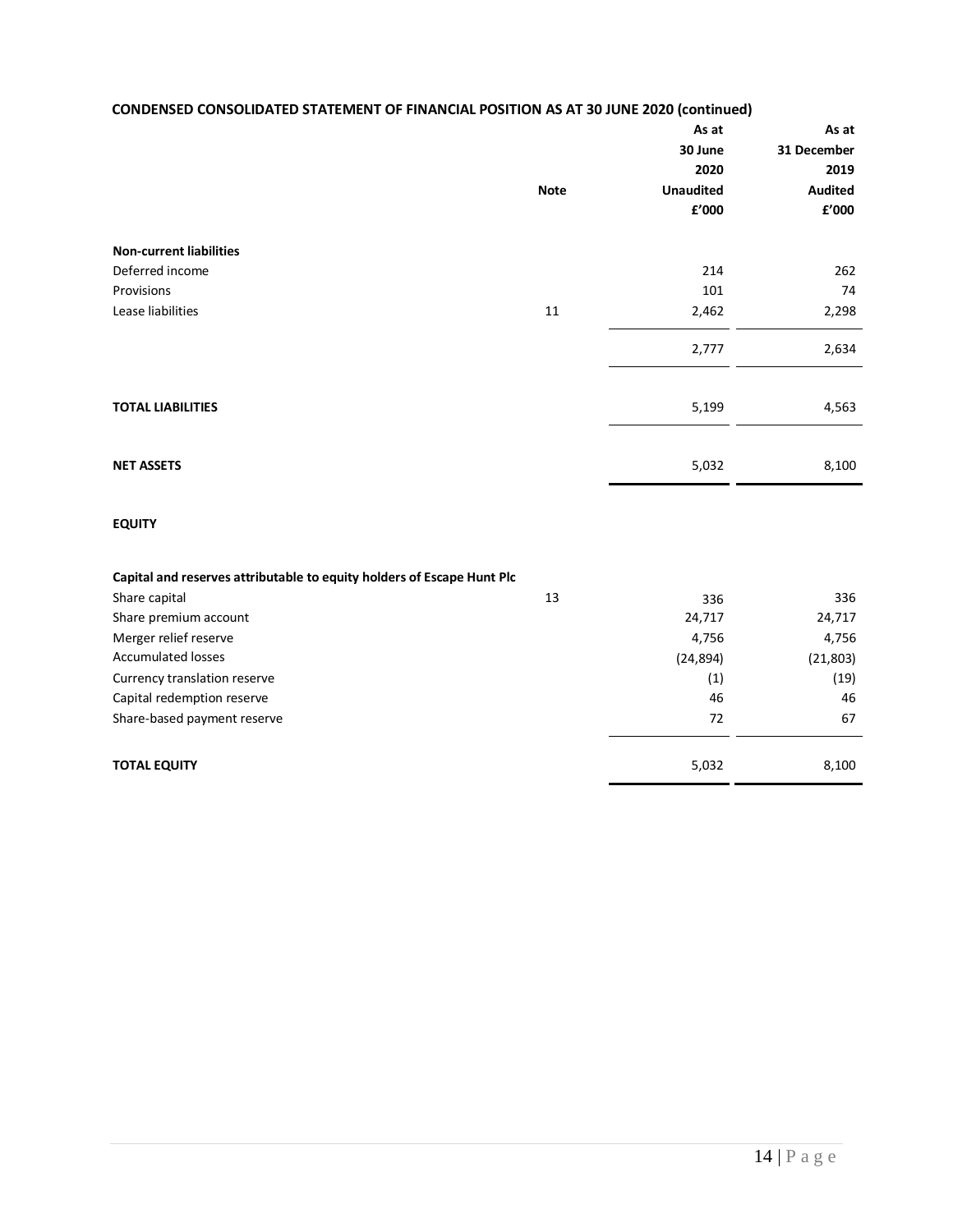## CONDENSED CONSOLIDATED STATEMENT OF FINANCIAL POSITION AS AT 30 JUNE 2020 (continued)

| | Note | As at 30 June 2020 Unaudited £'000 | As at 31 December 2019 Audited £'000 |
|---|---|---|---|
| **Non-current liabilities** | | | |
| Deferred income | | 214 | 262 |
| Provisions | | 101 | 74 |
| Lease liabilities | 11 | 2,462 | 2,298 |
| | | 2,777 | 2,634 |
| **TOTAL LIABILITIES** | | 5,199 | 4,563 |
| **NET ASSETS** | | 5,032 | 8,100 |
| **EQUITY** | | | |
| **Capital and reserves attributable to equity holders of Escape Hunt Plc** | | | |
| Share capital | 13 | 336 | 336 |
| Share premium account | | 24,717 | 24,717 |
| Merger relief reserve | | 4,756 | 4,756 |
| Accumulated losses | | (24,894) | (21,803) |
| Currency translation reserve | | (1) | (19) |
| Capital redemption reserve | | 46 | 46 |
| Share-based payment reserve | | 72 | 67 |
| **TOTAL EQUITY** | | 5,032 | 8,100 |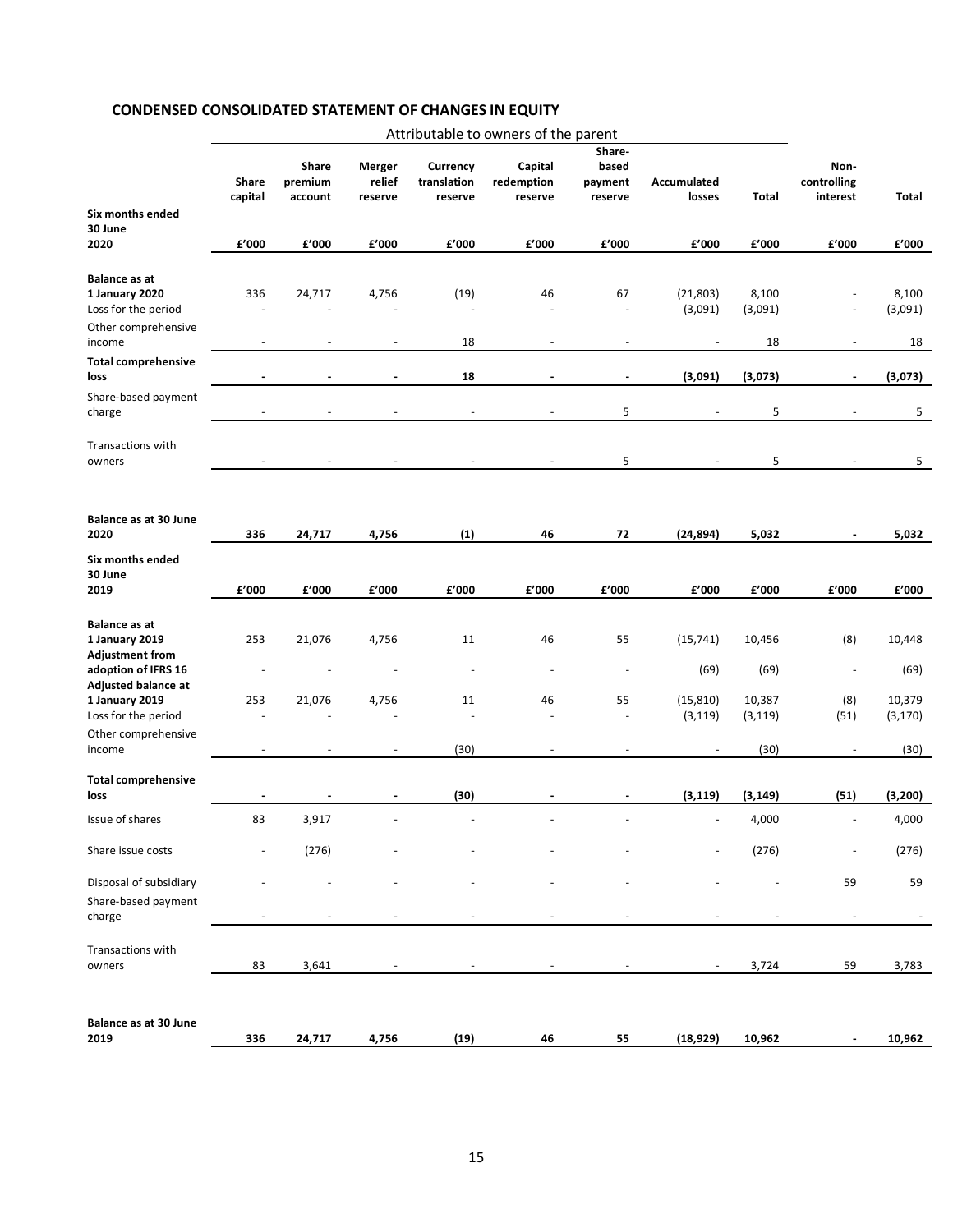## CONDENSED CONSOLIDATED STATEMENT OF CHANGES IN EQUITY

| | Attributable to owners of the parent | | | | | | | | | |
|---|---|---|---|---|---|---|---|---|---|---|
| | **Share capital** | **Share premium account** | **Merger relief reserve** | **Currency translation reserve** | **Capital redemption reserve** | **Share-based payment reserve** | **Accumulated losses** | **Total** | **Non-controlling interest** | **Total** |
| **Six months ended 30 June 2020** | **£'000** | **£'000** | **£'000** | **£'000** | **£'000** | **£'000** | **£'000** | **£'000** | **£'000** | **£'000** |
| **Balance as at 1 January 2020** | 336 | 24,717 | 4,756 | (19) | 46 | 67 | (21,803) | 8,100 | - | 8,100 |
| Loss for the period | - | - | - | - | - | - | (3,091) | (3,091) | - | (3,091) |
| Other comprehensive income | - | - | - | 18 | - | - | - | 18 | - | 18 |
| **Total comprehensive loss** | **-** | **-** | **-** | **18** | **-** | **-** | **(3,091)** | **(3,073)** | **-** | **(3,073)** |
| Share-based payment charge | - | - | - | - | - | 5 | - | 5 | - | 5 |
| Transactions with owners | - | - | - | - | - | 5 | - | 5 | - | 5 |
| **Balance as at 30 June 2020** | **336** | **24,717** | **4,756** | **(1)** | **46** | **72** | **(24,894)** | **5,032** | **-** | **5,032** |
| **Six months ended 30 June 2019** | **£'000** | **£'000** | **£'000** | **£'000** | **£'000** | **£'000** | **£'000** | **£'000** | **£'000** | **£'000** |
| **Balance as at 1 January 2019** | 253 | 21,076 | 4,756 | 11 | 46 | 55 | (15,741) | 10,456 | (8) | 10,448 |
| **Adjustment from adoption of IFRS 16** | - | - | - | - | - | - | (69) | (69) | - | (69) |
| **Adjusted balance at 1 January 2019** | 253 | 21,076 | 4,756 | 11 | 46 | 55 | (15,810) | 10,387 | (8) | 10,379 |
| Loss for the period | - | - | - | - | - | - | (3,119) | (3,119) | (51) | (3,170) |
| Other comprehensive income | - | - | - | (30) | - | - | - | (30) | - | (30) |
| **Total comprehensive loss** | **-** | **-** | **-** | **(30)** | **-** | **-** | **(3,119)** | **(3,149)** | **(51)** | **(3,200)** |
| Issue of shares | 83 | 3,917 | - | - | - | - | - | 4,000 | - | 4,000 |
| Share issue costs | - | (276) | - | - | - | - | - | (276) | - | (276) |
| Disposal of subsidiary | - | - | - | - | - | - | - | - | 59 | 59 |
| Share-based payment charge | - | - | - | - | - | - | - | - | - | - |
| Transactions with owners | 83 | 3,641 | - | - | - | - | - | 3,724 | 59 | 3,783 |
| **Balance as at 30 June 2019** | **336** | **24,717** | **4,756** | **(19)** | **46** | **55** | **(18,929)** | **10,962** | **-** | **10,962** |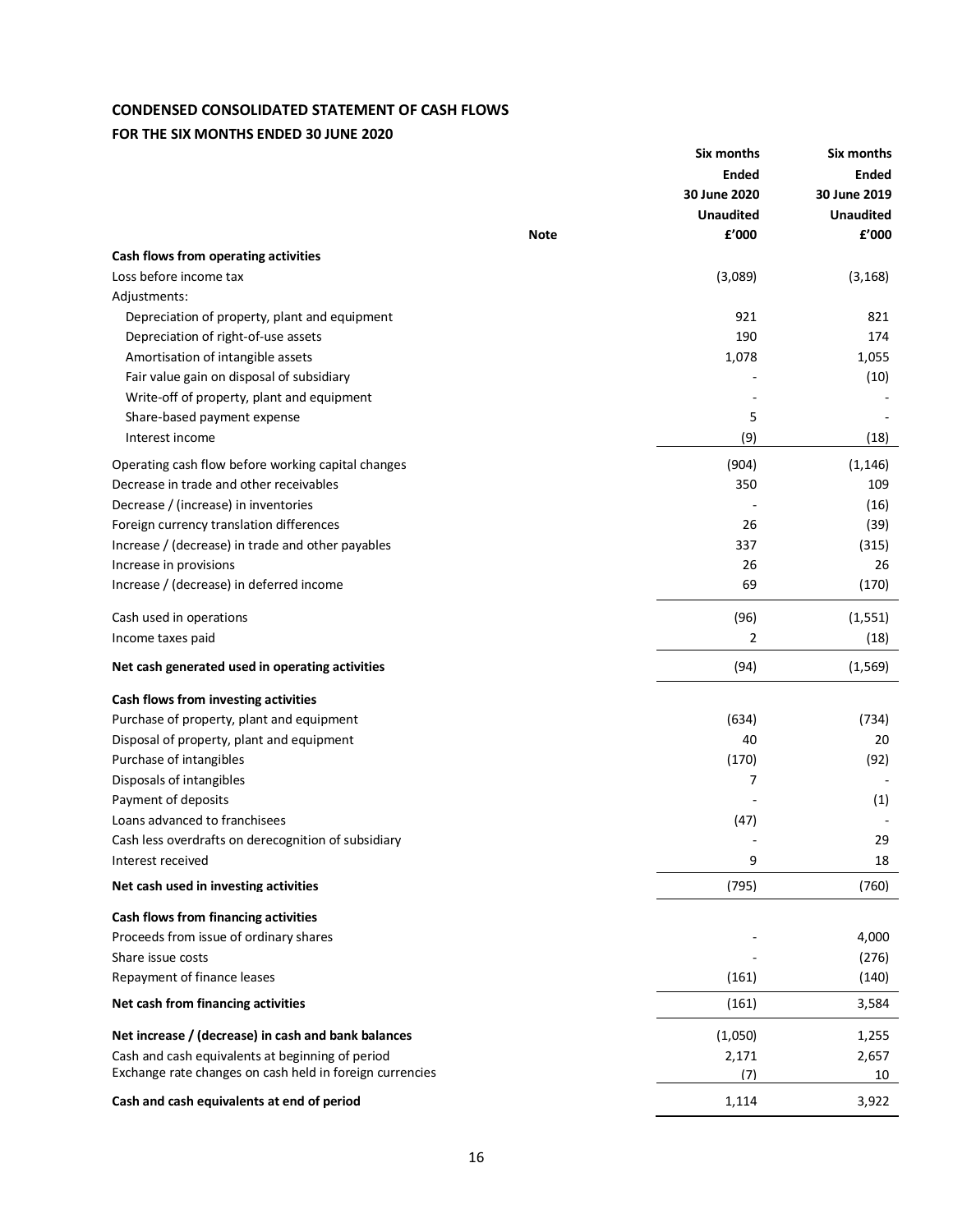## CONDENSED CONSOLIDATED STATEMENT OF CASH FLOWS

### FOR THE SIX MONTHS ENDED 30 JUNE 2020

| | Note | Six months Ended 30 June 2020 Unaudited £'000 | Six months Ended 30 June 2019 Unaudited £'000 |
|---|---|---|---|
| **Cash flows from operating activities** | | | |
| Loss before income tax | | (3,089) | (3,168) |
| Adjustments: | | | |
| Depreciation of property, plant and equipment | | 921 | 821 |
| Depreciation of right-of-use assets | | 190 | 174 |
| Amortisation of intangible assets | | 1,078 | 1,055 |
| Fair value gain on disposal of subsidiary | | - | (10) |
| Write-off of property, plant and equipment | | - | - |
| Share-based payment expense | | 5 | - |
| Interest income | | (9) | (18) |
| Operating cash flow before working capital changes | | (904) | (1,146) |
| Decrease in trade and other receivables | | 350 | 109 |
| Decrease / (increase) in inventories | | - | (16) |
| Foreign currency translation differences | | 26 | (39) |
| Increase / (decrease) in trade and other payables | | 337 | (315) |
| Increase in provisions | | 26 | 26 |
| Increase / (decrease) in deferred income | | 69 | (170) |
| Cash used in operations | | (96) | (1,551) |
| Income taxes paid | | 2 | (18) |
| **Net cash generated used in operating activities** | | (94) | (1,569) |
| **Cash flows from investing activities** | | | |
| Purchase of property, plant and equipment | | (634) | (734) |
| Disposal of property, plant and equipment | | 40 | 20 |
| Purchase of intangibles | | (170) | (92) |
| Disposals of intangibles | | 7 | - |
| Payment of deposits | | - | (1) |
| Loans advanced to franchisees | | (47) | - |
| Cash less overdrafts on derecognition of subsidiary | | - | 29 |
| Interest received | | 9 | 18 |
| **Net cash used in investing activities** | | (795) | (760) |
| **Cash flows from financing activities** | | | |
| Proceeds from issue of ordinary shares | | - | 4,000 |
| Share issue costs | | - | (276) |
| Repayment of finance leases | | (161) | (140) |
| **Net cash from financing activities** | | (161) | 3,584 |
| **Net increase / (decrease) in cash and bank balances** | | (1,050) | 1,255 |
| Cash and cash equivalents at beginning of period | | 2,171 | 2,657 |
| Exchange rate changes on cash held in foreign currencies | | (7) | 10 |
| **Cash and cash equivalents at end of period** | | 1,114 | 3,922 |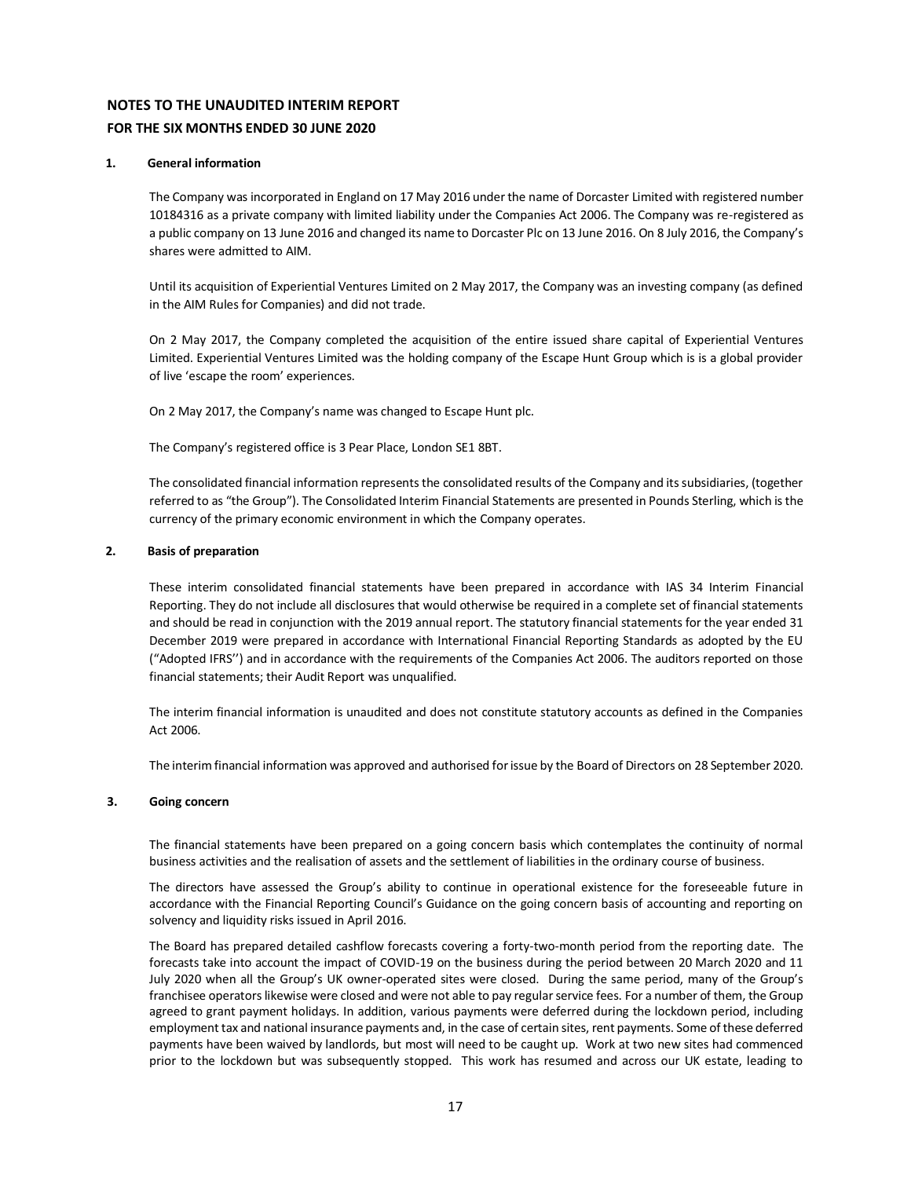# NOTES TO THE UNAUDITED INTERIM REPORT
## FOR THE SIX MONTHS ENDED 30 JUNE 2020

### 1. General information

The Company was incorporated in England on 17 May 2016 under the name of Dorcaster Limited with registered number 10184316 as a private company with limited liability under the Companies Act 2006. The Company was re-registered as a public company on 13 June 2016 and changed its name to Dorcaster Plc on 13 June 2016. On 8 July 2016, the Company's shares were admitted to AIM.

Until its acquisition of Experiential Ventures Limited on 2 May 2017, the Company was an investing company (as defined in the AIM Rules for Companies) and did not trade.

On 2 May 2017, the Company completed the acquisition of the entire issued share capital of Experiential Ventures Limited. Experiential Ventures Limited was the holding company of the Escape Hunt Group which is is a global provider of live 'escape the room' experiences.

On 2 May 2017, the Company's name was changed to Escape Hunt plc.

The Company's registered office is 3 Pear Place, London SE1 8BT.

The consolidated financial information represents the consolidated results of the Company and its subsidiaries, (together referred to as "the Group"). The Consolidated Interim Financial Statements are presented in Pounds Sterling, which is the currency of the primary economic environment in which the Company operates.

### 2. Basis of preparation

These interim consolidated financial statements have been prepared in accordance with IAS 34 Interim Financial Reporting. They do not include all disclosures that would otherwise be required in a complete set of financial statements and should be read in conjunction with the 2019 annual report. The statutory financial statements for the year ended 31 December 2019 were prepared in accordance with International Financial Reporting Standards as adopted by the EU ("Adopted IFRS'') and in accordance with the requirements of the Companies Act 2006. The auditors reported on those financial statements; their Audit Report was unqualified.

The interim financial information is unaudited and does not constitute statutory accounts as defined in the Companies Act 2006.

The interim financial information was approved and authorised for issue by the Board of Directors on 28 September 2020.

### 3. Going concern

The financial statements have been prepared on a going concern basis which contemplates the continuity of normal business activities and the realisation of assets and the settlement of liabilities in the ordinary course of business.

The directors have assessed the Group's ability to continue in operational existence for the foreseeable future in accordance with the Financial Reporting Council's Guidance on the going concern basis of accounting and reporting on solvency and liquidity risks issued in April 2016.

The Board has prepared detailed cashflow forecasts covering a forty-two-month period from the reporting date. The forecasts take into account the impact of COVID-19 on the business during the period between 20 March 2020 and 11 July 2020 when all the Group's UK owner-operated sites were closed. During the same period, many of the Group's franchisee operators likewise were closed and were not able to pay regular service fees. For a number of them, the Group agreed to grant payment holidays. In addition, various payments were deferred during the lockdown period, including employment tax and national insurance payments and, in the case of certain sites, rent payments. Some of these deferred payments have been waived by landlords, but most will need to be caught up. Work at two new sites had commenced prior to the lockdown but was subsequently stopped. This work has resumed and across our UK estate, leading to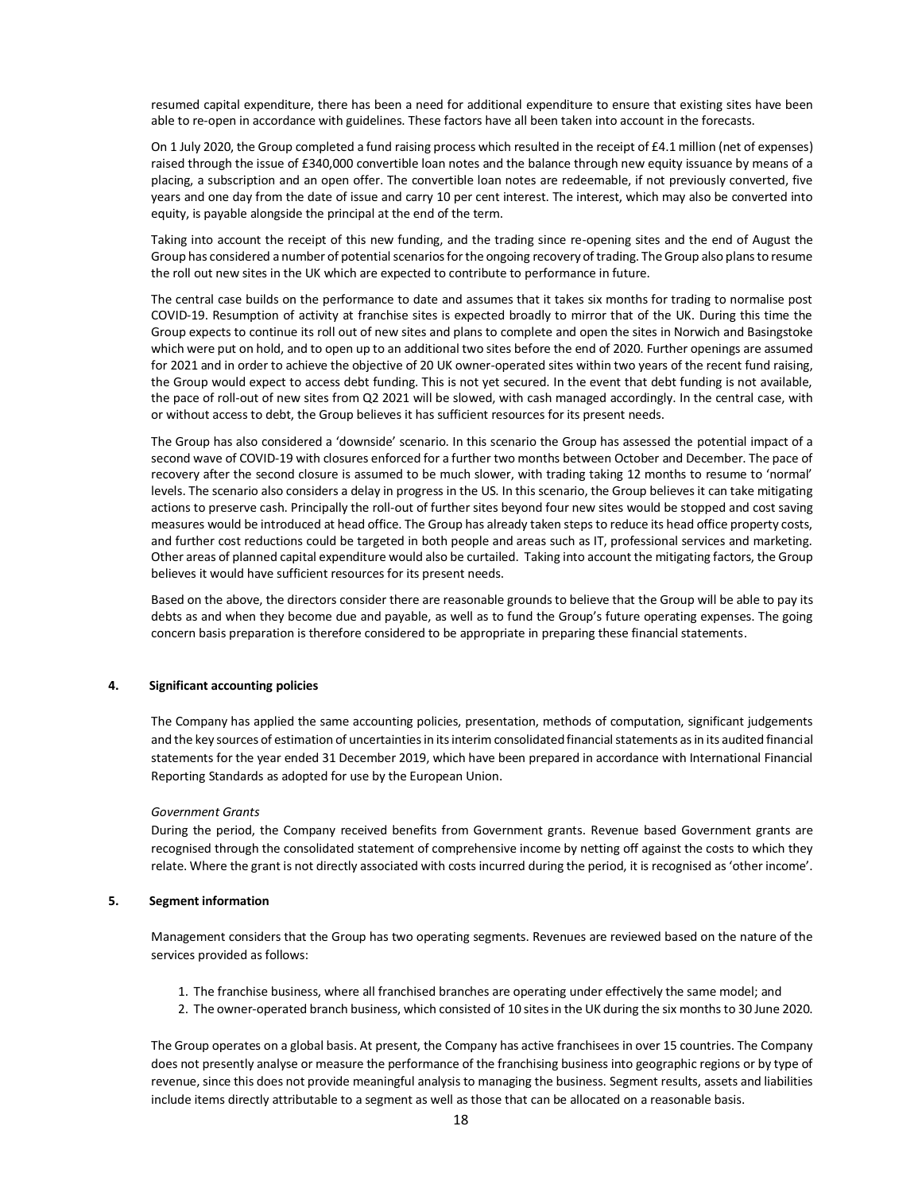resumed capital expenditure, there has been a need for additional expenditure to ensure that existing sites have been able to re-open in accordance with guidelines. These factors have all been taken into account in the forecasts.

On 1 July 2020, the Group completed a fund raising process which resulted in the receipt of £4.1 million (net of expenses) raised through the issue of £340,000 convertible loan notes and the balance through new equity issuance by means of a placing, a subscription and an open offer. The convertible loan notes are redeemable, if not previously converted, five years and one day from the date of issue and carry 10 per cent interest. The interest, which may also be converted into equity, is payable alongside the principal at the end of the term.

Taking into account the receipt of this new funding, and the trading since re-opening sites and the end of August the Group has considered a number of potential scenarios for the ongoing recovery of trading. The Group also plans to resume the roll out new sites in the UK which are expected to contribute to performance in future.

The central case builds on the performance to date and assumes that it takes six months for trading to normalise post COVID-19. Resumption of activity at franchise sites is expected broadly to mirror that of the UK. During this time the Group expects to continue its roll out of new sites and plans to complete and open the sites in Norwich and Basingstoke which were put on hold, and to open up to an additional two sites before the end of 2020. Further openings are assumed for 2021 and in order to achieve the objective of 20 UK owner-operated sites within two years of the recent fund raising, the Group would expect to access debt funding. This is not yet secured. In the event that debt funding is not available, the pace of roll-out of new sites from Q2 2021 will be slowed, with cash managed accordingly. In the central case, with or without access to debt, the Group believes it has sufficient resources for its present needs.

The Group has also considered a 'downside' scenario. In this scenario the Group has assessed the potential impact of a second wave of COVID-19 with closures enforced for a further two months between October and December. The pace of recovery after the second closure is assumed to be much slower, with trading taking 12 months to resume to 'normal' levels. The scenario also considers a delay in progress in the US. In this scenario, the Group believes it can take mitigating actions to preserve cash. Principally the roll-out of further sites beyond four new sites would be stopped and cost saving measures would be introduced at head office. The Group has already taken steps to reduce its head office property costs, and further cost reductions could be targeted in both people and areas such as IT, professional services and marketing. Other areas of planned capital expenditure would also be curtailed. Taking into account the mitigating factors, the Group believes it would have sufficient resources for its present needs.

Based on the above, the directors consider there are reasonable grounds to believe that the Group will be able to pay its debts as and when they become due and payable, as well as to fund the Group's future operating expenses. The going concern basis preparation is therefore considered to be appropriate in preparing these financial statements.

## 4. Significant accounting policies

The Company has applied the same accounting policies, presentation, methods of computation, significant judgements and the key sources of estimation of uncertainties in its interim consolidated financial statements as in its audited financial statements for the year ended 31 December 2019, which have been prepared in accordance with International Financial Reporting Standards as adopted for use by the European Union.

*Government Grants*

During the period, the Company received benefits from Government grants. Revenue based Government grants are recognised through the consolidated statement of comprehensive income by netting off against the costs to which they relate. Where the grant is not directly associated with costs incurred during the period, it is recognised as 'other income'.

## 5. Segment information

Management considers that the Group has two operating segments. Revenues are reviewed based on the nature of the services provided as follows:

1. The franchise business, where all franchised branches are operating under effectively the same model; and
2. The owner-operated branch business, which consisted of 10 sites in the UK during the six months to 30 June 2020.

The Group operates on a global basis. At present, the Company has active franchisees in over 15 countries. The Company does not presently analyse or measure the performance of the franchising business into geographic regions or by type of revenue, since this does not provide meaningful analysis to managing the business. Segment results, assets and liabilities include items directly attributable to a segment as well as those that can be allocated on a reasonable basis.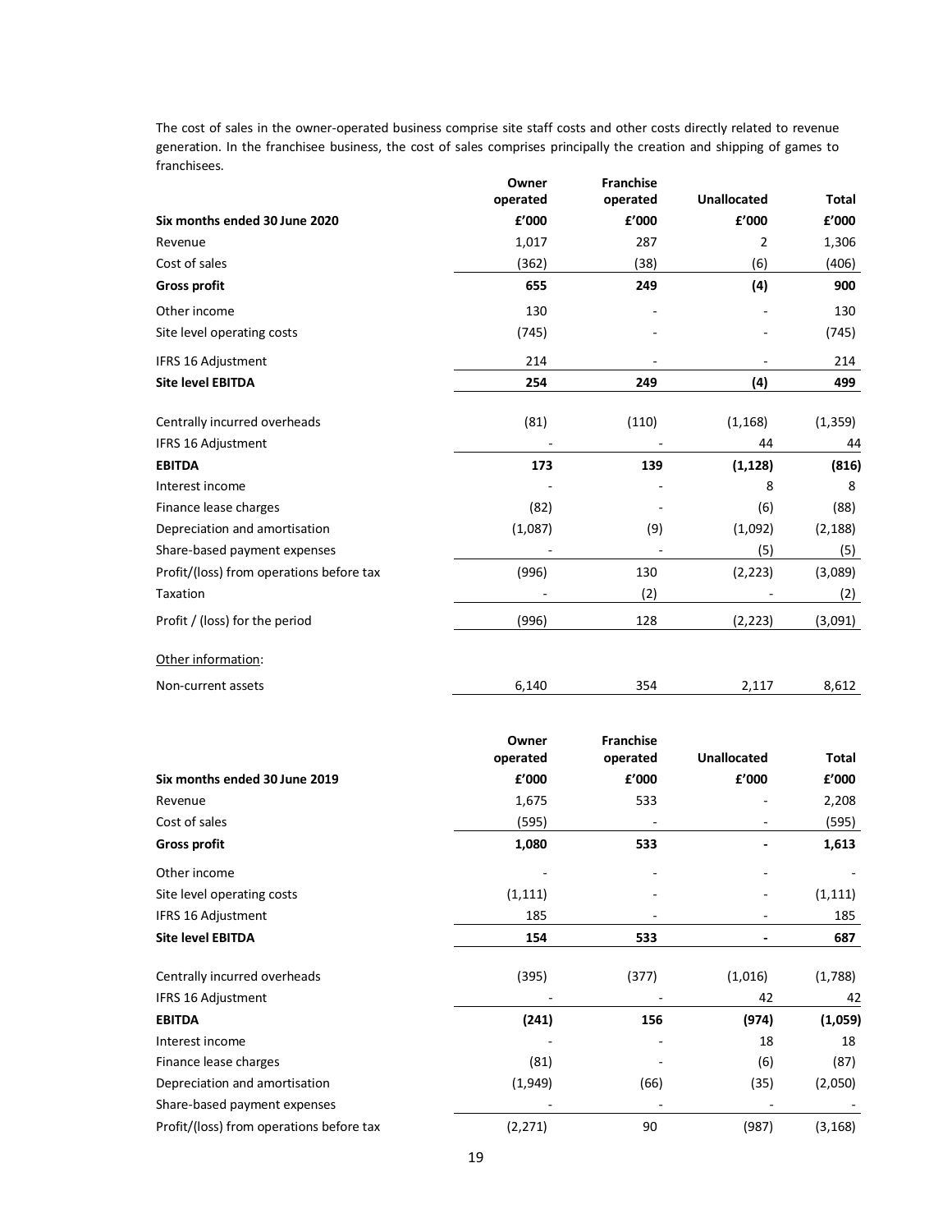The cost of sales in the owner-operated business comprise site staff costs and other costs directly related to revenue generation. In the franchisee business, the cost of sales comprises principally the creation and shipping of games to franchisees.

| Six months ended 30 June 2020 | Owner operated £'000 | Franchise operated £'000 | Unallocated £'000 | Total £'000 |
|---|---|---|---|---|
| Revenue | 1,017 | 287 | 2 | 1,306 |
| Cost of sales | (362) | (38) | (6) | (406) |
| **Gross profit** | **655** | **249** | **(4)** | **900** |
| Other income | 130 | - | - | 130 |
| Site level operating costs | (745) | - | - | (745) |
| IFRS 16 Adjustment | 214 | - | - | 214 |
| **Site level EBITDA** | **254** | **249** | **(4)** | **499** |
| Centrally incurred overheads | (81) | (110) | (1,168) | (1,359) |
| IFRS 16 Adjustment | - | - | 44 | 44 |
| **EBITDA** | **173** | **139** | **(1,128)** | **(816)** |
| Interest income | - | - | 8 | 8 |
| Finance lease charges | (82) | - | (6) | (88) |
| Depreciation and amortisation | (1,087) | (9) | (1,092) | (2,188) |
| Share-based payment expenses | - | - | (5) | (5) |
| Profit/(loss) from operations before tax | (996) | 130 | (2,223) | (3,089) |
| Taxation | - | (2) | - | (2) |
| Profit / (loss) for the period | (996) | 128 | (2,223) | (3,091) |
| Other information: | | | | |
| Non-current assets | 6,140 | 354 | 2,117 | 8,612 |

| Six months ended 30 June 2019 | Owner operated £'000 | Franchise operated £'000 | Unallocated £'000 | Total £'000 |
|---|---|---|---|---|
| Revenue | 1,675 | 533 | - | 2,208 |
| Cost of sales | (595) | - | - | (595) |
| **Gross profit** | **1,080** | **533** | **-** | **1,613** |
| Other income | - | - | - | - |
| Site level operating costs | (1,111) | - | - | (1,111) |
| IFRS 16 Adjustment | 185 | - | - | 185 |
| **Site level EBITDA** | **154** | **533** | **-** | **687** |
| Centrally incurred overheads | (395) | (377) | (1,016) | (1,788) |
| IFRS 16 Adjustment | - | - | 42 | 42 |
| **EBITDA** | **(241)** | **156** | **(974)** | **(1,059)** |
| Interest income | - | - | 18 | 18 |
| Finance lease charges | (81) | - | (6) | (87) |
| Depreciation and amortisation | (1,949) | (66) | (35) | (2,050) |
| Share-based payment expenses | - | - | - | - |
| Profit/(loss) from operations before tax | (2,271) | 90 | (987) | (3,168) |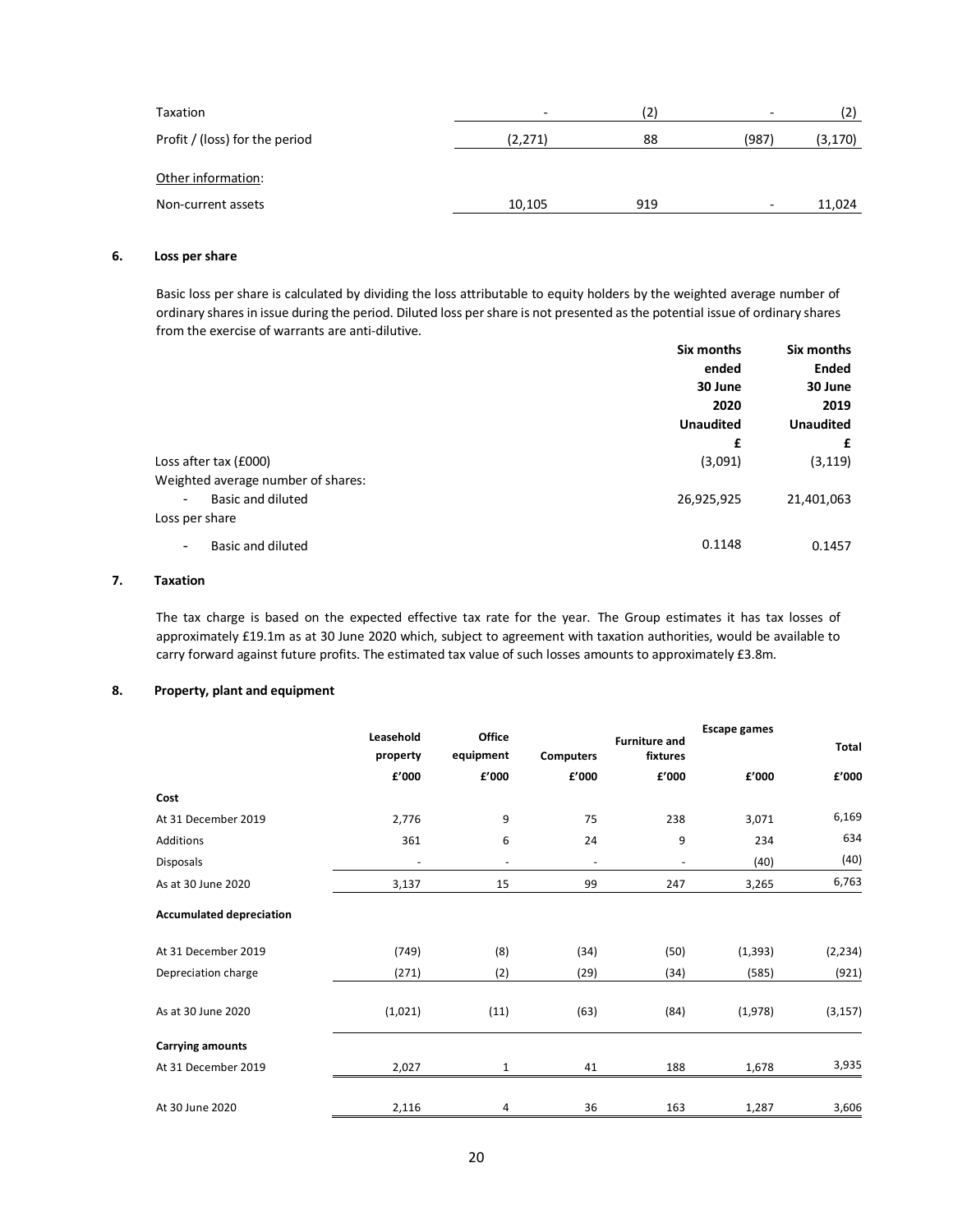| | | | | |
|---|---|---|---|---|
| Taxation | - | (2) | - | (2) |
| Profit / (loss) for the period | (2,271) | 88 | (987) | (3,170) |
| Other information: | | | | |
| Non-current assets | 10,105 | 919 | - | 11,024 |

## 6. Loss per share

Basic loss per share is calculated by dividing the loss attributable to equity holders by the weighted average number of ordinary shares in issue during the period. Diluted loss per share is not presented as the potential issue of ordinary shares from the exercise of warrants are anti-dilutive.

| | Six months ended 30 June 2020 Unaudited £ | Six months Ended 30 June 2019 Unaudited £ |
|---|---|---|
| Loss after tax (£000) | (3,091) | (3,119) |
| Weighted average number of shares: | | |
| - Basic and diluted | 26,925,925 | 21,401,063 |
| Loss per share | | |
| - Basic and diluted | 0.1148 | 0.1457 |

## 7. Taxation

The tax charge is based on the expected effective tax rate for the year. The Group estimates it has tax losses of approximately £19.1m as at 30 June 2020 which, subject to agreement with taxation authorities, would be available to carry forward against future profits. The estimated tax value of such losses amounts to approximately £3.8m.

## 8. Property, plant and equipment

| | Leasehold property | Office equipment | Computers | Furniture and fixtures | Escape games | Total |
|---|---|---|---|---|---|---|
| | £'000 | £'000 | £'000 | £'000 | £'000 | £'000 |
| **Cost** | | | | | | |
| At 31 December 2019 | 2,776 | 9 | 75 | 238 | 3,071 | 6,169 |
| Additions | 361 | 6 | 24 | 9 | 234 | 634 |
| Disposals | - | - | - | - | (40) | (40) |
| As at 30 June 2020 | 3,137 | 15 | 99 | 247 | 3,265 | 6,763 |
| **Accumulated depreciation** | | | | | | |
| At 31 December 2019 | (749) | (8) | (34) | (50) | (1,393) | (2,234) |
| Depreciation charge | (271) | (2) | (29) | (34) | (585) | (921) |
| As at 30 June 2020 | (1,021) | (11) | (63) | (84) | (1,978) | (3,157) |
| **Carrying amounts** | | | | | | |
| At 31 December 2019 | 2,027 | 1 | 41 | 188 | 1,678 | 3,935 |
| At 30 June 2020 | 2,116 | 4 | 36 | 163 | 1,287 | 3,606 |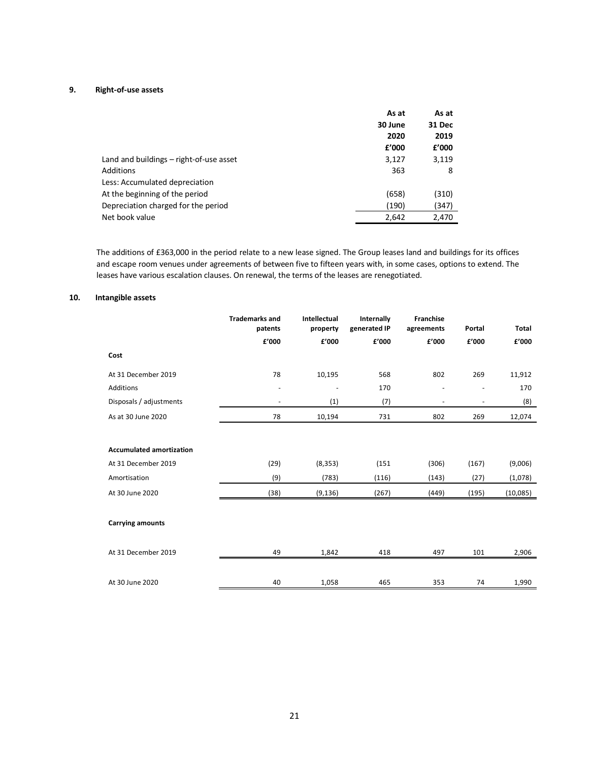## 9. Right-of-use assets

| | As at 30 June 2020 £'000 | As at 31 Dec 2019 £'000 |
|---|---|---|
| Land and buildings – right-of-use asset | 3,127 | 3,119 |
| Additions | 363 | 8 |
| Less: Accumulated depreciation | | |
| At the beginning of the period | (658) | (310) |
| Depreciation charged for the period | (190) | (347) |
| Net book value | 2,642 | 2,470 |

The additions of £363,000 in the period relate to a new lease signed. The Group leases land and buildings for its offices and escape room venues under agreements of between five to fifteen years with, in some cases, options to extend. The leases have various escalation clauses. On renewal, the terms of the leases are renegotiated.

## 10. Intangible assets

| | Trademarks and patents £'000 | Intellectual property £'000 | Internally generated IP £'000 | Franchise agreements £'000 | Portal £'000 | Total £'000 |
|---|---|---|---|---|---|---|
| **Cost** | | | | | | |
| At 31 December 2019 | 78 | 10,195 | 568 | 802 | 269 | 11,912 |
| Additions | - | - | 170 | - | - | 170 |
| Disposals / adjustments | - | (1) | (7) | - | - | (8) |
| As at 30 June 2020 | 78 | 10,194 | 731 | 802 | 269 | 12,074 |
| | | | | | | |
| **Accumulated amortization** | | | | | | |
| At 31 December 2019 | (29) | (8,353) | (151 | (306) | (167) | (9,006) |
| Amortisation | (9) | (783) | (116) | (143) | (27) | (1,078) |
| At 30 June 2020 | (38) | (9,136) | (267) | (449) | (195) | (10,085) |
| | | | | | | |
| **Carrying amounts** | | | | | | |
| At 31 December 2019 | 49 | 1,842 | 418 | 497 | 101 | 2,906 |
| At 30 June 2020 | 40 | 1,058 | 465 | 353 | 74 | 1,990 |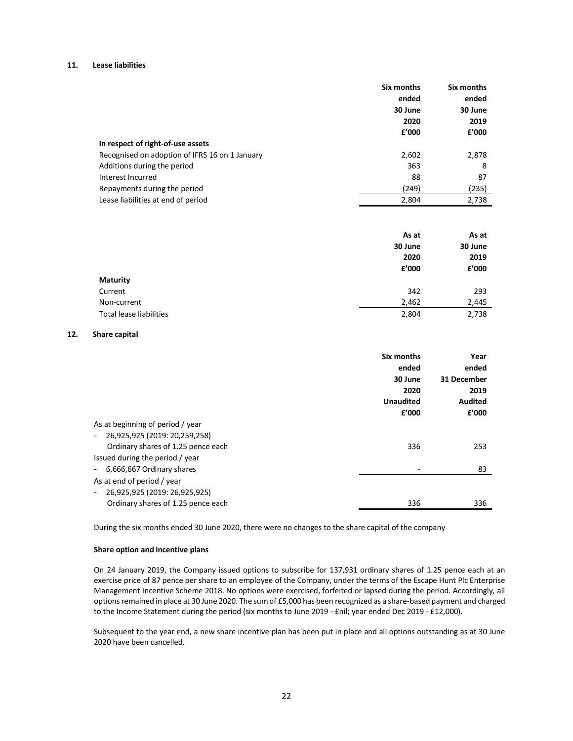## 11. Lease liabilities

| | Six months ended 30 June 2020 £'000 | Six months ended 30 June 2019 £'000 |
|---|---|---|
| **In respect of right-of-use assets** | | |
| Recognised on adoption of IFRS 16 on 1 January | 2,602 | 2,878 |
| Additions during the period | 363 | 8 |
| Interest Incurred | 88 | 87 |
| Repayments during the period | (249) | (235) |
| Lease liabilities at end of period | 2,804 | 2,738 |

| | As at 30 June 2020 £'000 | As at 30 June 2019 £'000 |
|---|---|---|
| **Maturity** | | |
| Current | 342 | 293 |
| Non-current | 2,462 | 2,445 |
| Total lease liabilities | 2,804 | 2,738 |

## 12. Share capital

| | Six months ended 30 June 2020 Unaudited £'000 | Year ended 31 December 2019 Audited £'000 |
|---|---|---|
| As at beginning of period / year | | |
| - 26,925,925 (2019: 20,259,258) Ordinary shares of 1.25 pence each | 336 | 253 |
| Issued during the period / year | | |
| - 6,666,667 Ordinary shares | - | 83 |
| As at end of period / year | | |
| - 26,925,925 (2019: 26,925,925) Ordinary shares of 1.25 pence each | 336 | 336 |

During the six months ended 30 June 2020, there were no changes to the share capital of the company

**Share option and incentive plans**

On 24 January 2019, the Company issued options to subscribe for 137,931 ordinary shares of 1.25 pence each at an exercise price of 87 pence per share to an employee of the Company, under the terms of the Escape Hunt Plc Enterprise Management Incentive Scheme 2018. No options were exercised, forfeited or lapsed during the period. Accordingly, all options remained in place at 30 June 2020. The sum of £5,000 has been recognized as a share-based payment and charged to the Income Statement during the period (six months to June 2019 - £nil; year ended Dec 2019 - £12,000).

Subsequent to the year end, a new share incentive plan has been put in place and all options outstanding as at 30 June 2020 have been cancelled.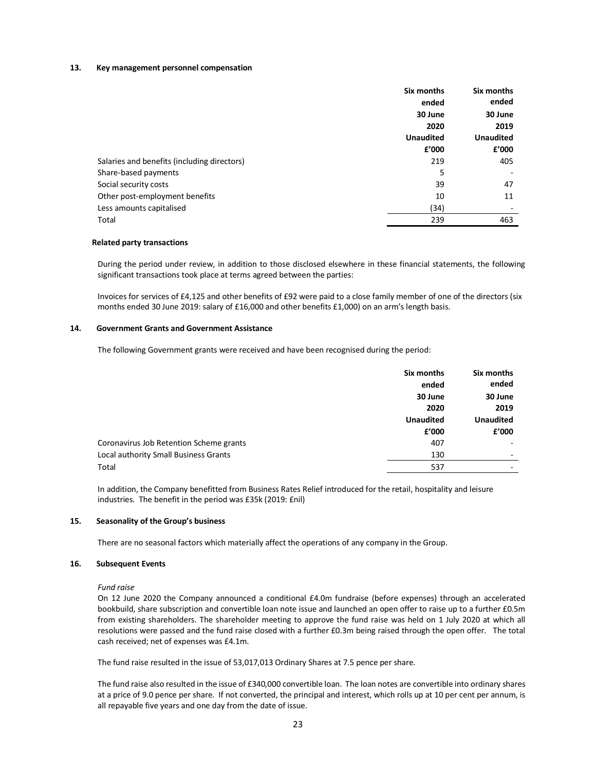## 13. Key management personnel compensation

| | Six months ended 30 June 2020 Unaudited £'000 | Six months ended 30 June 2019 Unaudited £'000 |
|---|---|---|
| Salaries and benefits (including directors) | 219 | 405 |
| Share-based payments | 5 | - |
| Social security costs | 39 | 47 |
| Other post-employment benefits | 10 | 11 |
| Less amounts capitalised | (34) | - |
| Total | 239 | 463 |

### Related party transactions

During the period under review, in addition to those disclosed elsewhere in these financial statements, the following significant transactions took place at terms agreed between the parties:

Invoices for services of £4,125 and other benefits of £92 were paid to a close family member of one of the directors (six months ended 30 June 2019: salary of £16,000 and other benefits £1,000) on an arm's length basis.

## 14. Government Grants and Government Assistance

The following Government grants were received and have been recognised during the period:

| | Six months ended 30 June 2020 Unaudited £'000 | Six months ended 30 June 2019 Unaudited £'000 |
|---|---|---|
| Coronavirus Job Retention Scheme grants | 407 | - |
| Local authority Small Business Grants | 130 | - |
| Total | 537 | - |

In addition, the Company benefitted from Business Rates Relief introduced for the retail, hospitality and leisure industries. The benefit in the period was £35k (2019: £nil)

## 15. Seasonality of the Group's business

There are no seasonal factors which materially affect the operations of any company in the Group.

## 16. Subsequent Events

*Fund raise*

On 12 June 2020 the Company announced a conditional £4.0m fundraise (before expenses) through an accelerated bookbuild, share subscription and convertible loan note issue and launched an open offer to raise up to a further £0.5m from existing shareholders. The shareholder meeting to approve the fund raise was held on 1 July 2020 at which all resolutions were passed and the fund raise closed with a further £0.3m being raised through the open offer. The total cash received; net of expenses was £4.1m.

The fund raise resulted in the issue of 53,017,013 Ordinary Shares at 7.5 pence per share.

The fund raise also resulted in the issue of £340,000 convertible loan. The loan notes are convertible into ordinary shares at a price of 9.0 pence per share. If not converted, the principal and interest, which rolls up at 10 per cent per annum, is all repayable five years and one day from the date of issue.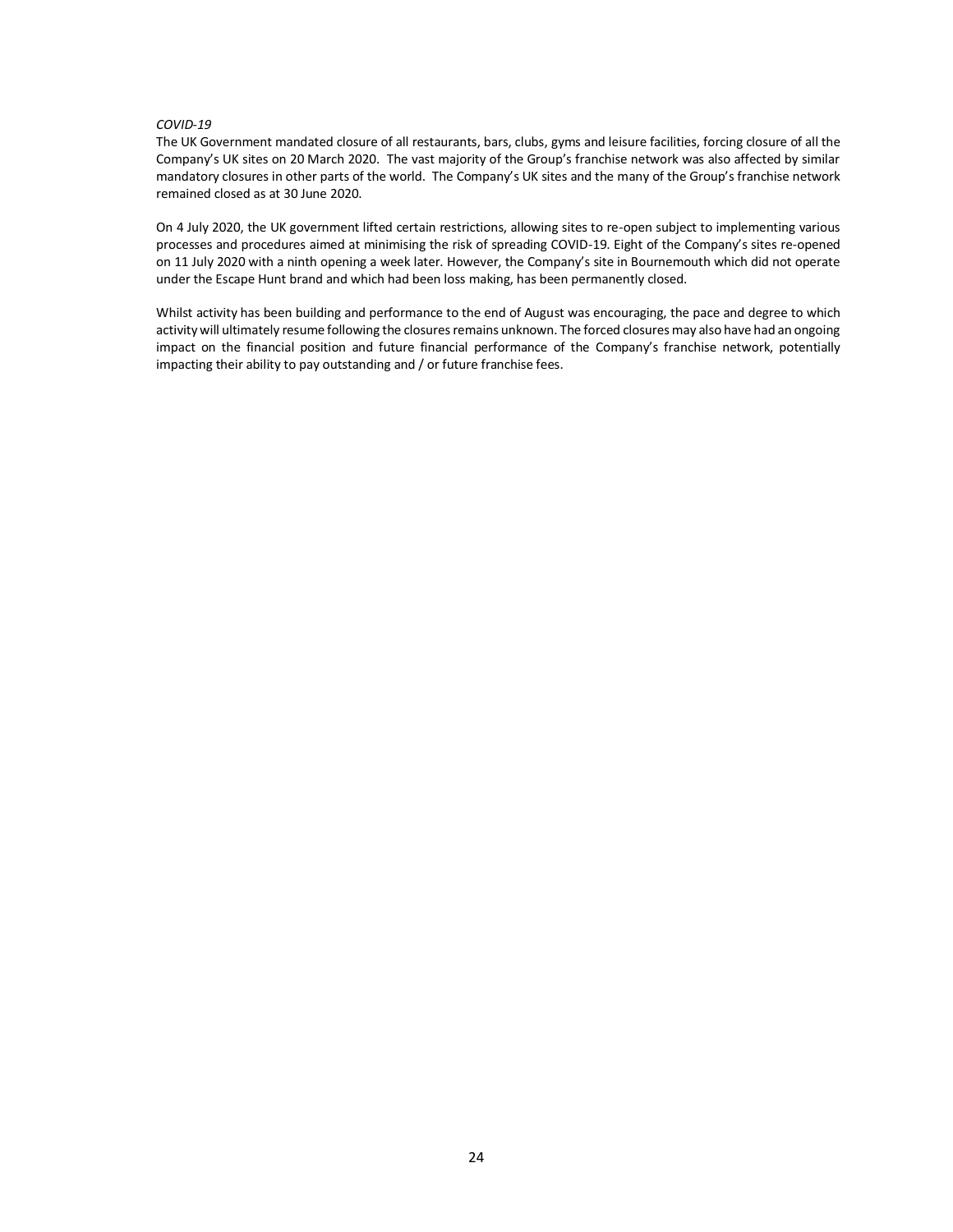*COVID-19*

The UK Government mandated closure of all restaurants, bars, clubs, gyms and leisure facilities, forcing closure of all the Company's UK sites on 20 March 2020. The vast majority of the Group's franchise network was also affected by similar mandatory closures in other parts of the world. The Company's UK sites and the many of the Group's franchise network remained closed as at 30 June 2020.

On 4 July 2020, the UK government lifted certain restrictions, allowing sites to re-open subject to implementing various processes and procedures aimed at minimising the risk of spreading COVID-19. Eight of the Company's sites re-opened on 11 July 2020 with a ninth opening a week later. However, the Company's site in Bournemouth which did not operate under the Escape Hunt brand and which had been loss making, has been permanently closed.

Whilst activity has been building and performance to the end of August was encouraging, the pace and degree to which activity will ultimately resume following the closures remains unknown. The forced closures may also have had an ongoing impact on the financial position and future financial performance of the Company's franchise network, potentially impacting their ability to pay outstanding and / or future franchise fees.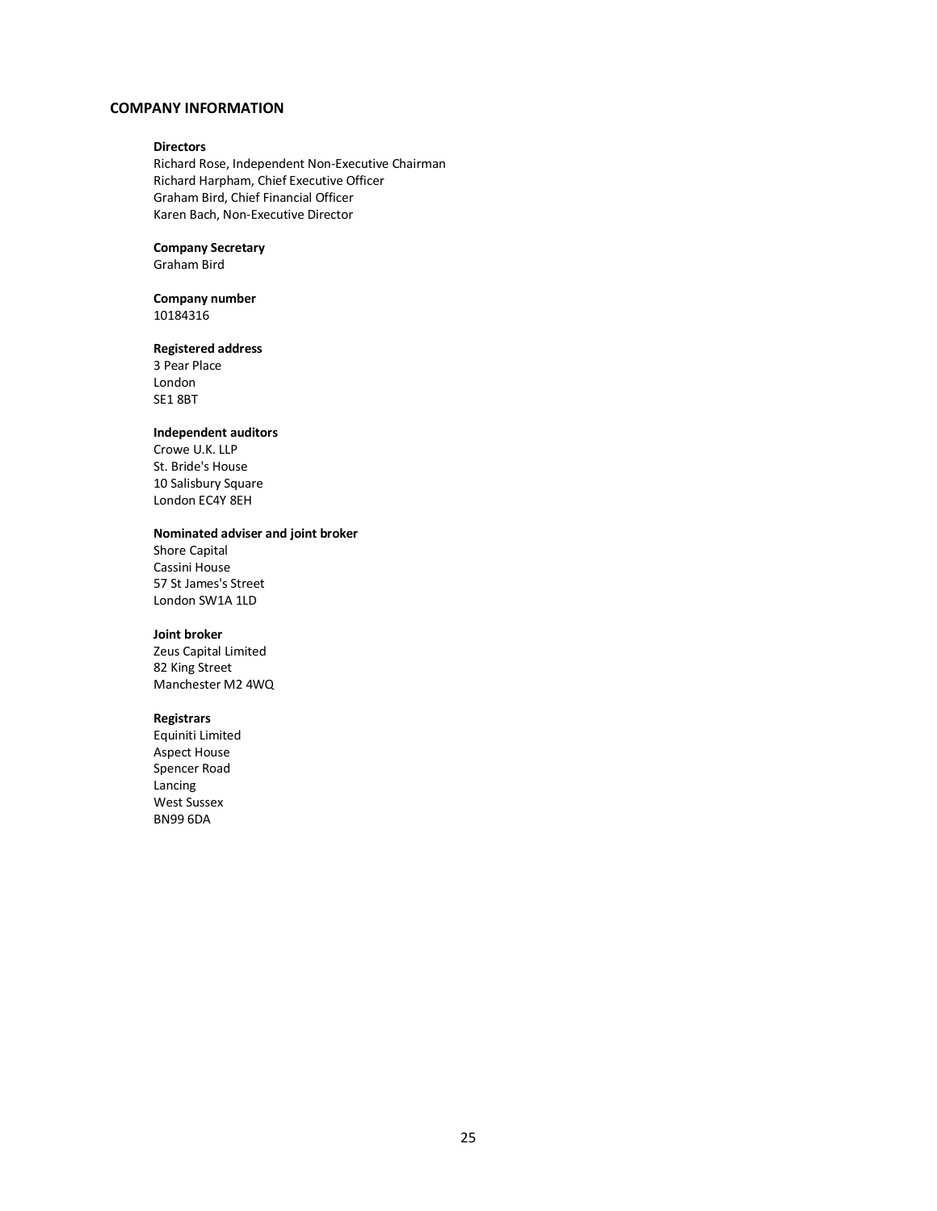## COMPANY INFORMATION

**Directors**
Richard Rose, Independent Non-Executive Chairman
Richard Harpham, Chief Executive Officer
Graham Bird, Chief Financial Officer
Karen Bach, Non-Executive Director

**Company Secretary**
Graham Bird

**Company number**
10184316

**Registered address**
3 Pear Place
London
SE1 8BT

**Independent auditors**
Crowe U.K. LLP
St. Bride's House
10 Salisbury Square
London EC4Y 8EH

**Nominated adviser and joint broker**
Shore Capital
Cassini House
57 St James's Street
London SW1A 1LD

**Joint broker**
Zeus Capital Limited
82 King Street
Manchester M2 4WQ

**Registrars**
Equiniti Limited
Aspect House
Spencer Road
Lancing
West Sussex
BN99 6DA